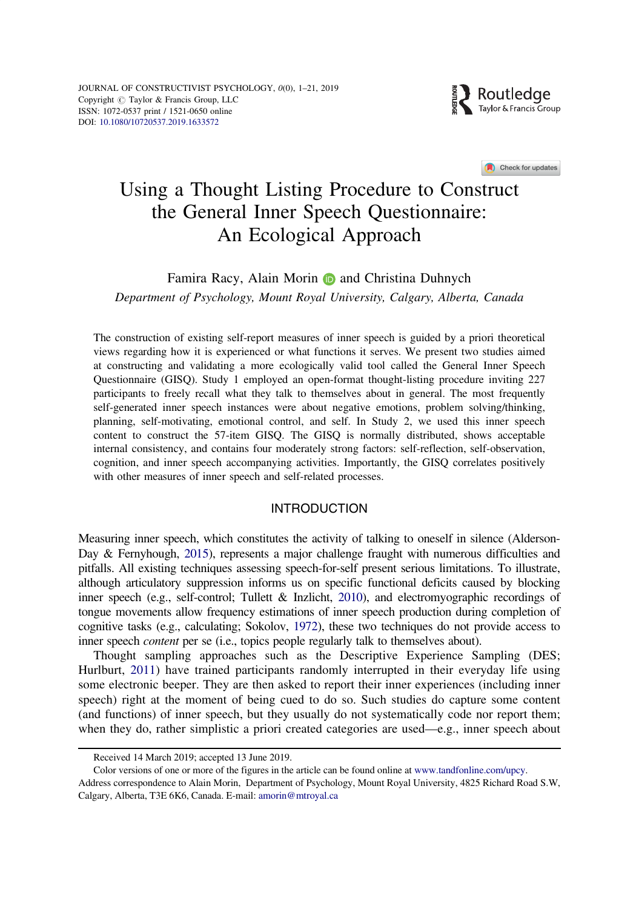JOURNAL OF CONSTRUCTIVIST PSYCHOLOGY, 0(0), 1–21, 2019
Copyright © Taylor & Francis Group, LLC
ISSN: 1072-0537 print / 1521-0650 online
DOI: 10.1080/10720537.2019.1633572

# Using a Thought Listing Procedure to Construct the General Inner Speech Questionnaire: An Ecological Approach

Famira Racy, Alain Morin and Christina Duhnych

*Department of Psychology, Mount Royal University, Calgary, Alberta, Canada*

The construction of existing self-report measures of inner speech is guided by a priori theoretical views regarding how it is experienced or what functions it serves. We present two studies aimed at constructing and validating a more ecologically valid tool called the General Inner Speech Questionnaire (GISQ). Study 1 employed an open-format thought-listing procedure inviting 227 participants to freely recall what they talk to themselves about in general. The most frequently self-generated inner speech instances were about negative emotions, problem solving/thinking, planning, self-motivating, emotional control, and self. In Study 2, we used this inner speech content to construct the 57-item GISQ. The GISQ is normally distributed, shows acceptable internal consistency, and contains four moderately strong factors: self-reflection, self-observation, cognition, and inner speech accompanying activities. Importantly, the GISQ correlates positively with other measures of inner speech and self-related processes.

## INTRODUCTION

Measuring inner speech, which constitutes the activity of talking to oneself in silence (Alderson-Day & Fernyhough, 2015), represents a major challenge fraught with numerous difficulties and pitfalls. All existing techniques assessing speech-for-self present serious limitations. To illustrate, although articulatory suppression informs us on specific functional deficits caused by blocking inner speech (e.g., self-control; Tullett & Inzlicht, 2010), and electromyographic recordings of tongue movements allow frequency estimations of inner speech production during completion of cognitive tasks (e.g., calculating; Sokolov, 1972), these two techniques do not provide access to inner speech *content* per se (i.e., topics people regularly talk to themselves about).

Thought sampling approaches such as the Descriptive Experience Sampling (DES; Hurlburt, 2011) have trained participants randomly interrupted in their everyday life using some electronic beeper. They are then asked to report their inner experiences (including inner speech) right at the moment of being cued to do so. Such studies do capture some content (and functions) of inner speech, but they usually do not systematically code nor report them; when they do, rather simplistic a priori created categories are used—e.g., inner speech about

Received 14 March 2019; accepted 13 June 2019.

Color versions of one or more of the figures in the article can be found online at www.tandfonline.com/upcy.

Address correspondence to Alain Morin, Department of Psychology, Mount Royal University, 4825 Richard Road S.W, Calgary, Alberta, T3E 6K6, Canada. E-mail: amorin@mtroyal.ca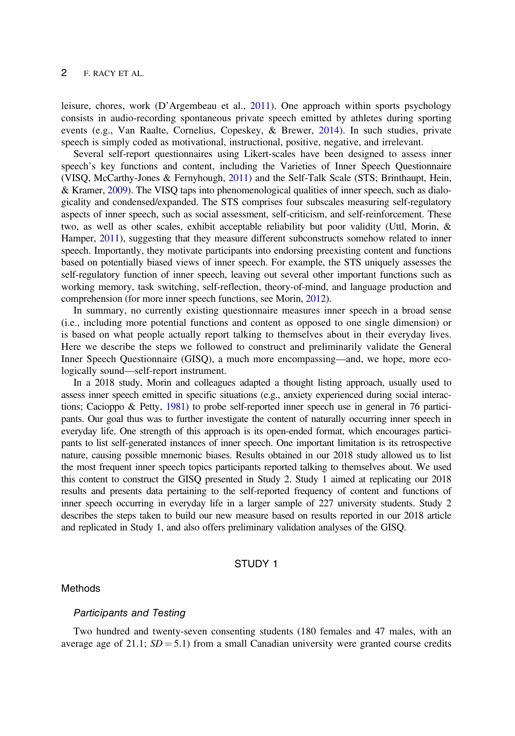leisure, chores, work (D'Argembeau et al., 2011). One approach within sports psychology consists in audio-recording spontaneous private speech emitted by athletes during sporting events (e.g., Van Raalte, Cornelius, Copeskey, & Brewer, 2014). In such studies, private speech is simply coded as motivational, instructional, positive, negative, and irrelevant.

Several self-report questionnaires using Likert-scales have been designed to assess inner speech's key functions and content, including the Varieties of Inner Speech Questionnaire (VISQ, McCarthy-Jones & Fernyhough, 2011) and the Self-Talk Scale (STS; Brinthaupt, Hein, & Kramer, 2009). The VISQ taps into phenomenological qualities of inner speech, such as dialogicality and condensed/expanded. The STS comprises four subscales measuring self-regulatory aspects of inner speech, such as social assessment, self-criticism, and self-reinforcement. These two, as well as other scales, exhibit acceptable reliability but poor validity (Uttl, Morin, & Hamper, 2011), suggesting that they measure different subconstructs somehow related to inner speech. Importantly, they motivate participants into endorsing preexisting content and functions based on potentially biased views of inner speech. For example, the STS uniquely assesses the self-regulatory function of inner speech, leaving out several other important functions such as working memory, task switching, self-reflection, theory-of-mind, and language production and comprehension (for more inner speech functions, see Morin, 2012).

In summary, no currently existing questionnaire measures inner speech in a broad sense (i.e., including more potential functions and content as opposed to one single dimension) or is based on what people actually report talking to themselves about in their everyday lives. Here we describe the steps we followed to construct and preliminarily validate the General Inner Speech Questionnaire (GISQ), a much more encompassing—and, we hope, more ecologically sound—self-report instrument.

In a 2018 study, Morin and colleagues adapted a thought listing approach, usually used to assess inner speech emitted in specific situations (e.g., anxiety experienced during social interactions; Cacioppo & Petty, 1981) to probe self-reported inner speech use in general in 76 participants. Our goal thus was to further investigate the content of naturally occurring inner speech in everyday life. One strength of this approach is its open-ended format, which encourages participants to list self-generated instances of inner speech. One important limitation is its retrospective nature, causing possible mnemonic biases. Results obtained in our 2018 study allowed us to list the most frequent inner speech topics participants reported talking to themselves about. We used this content to construct the GISQ presented in Study 2. Study 1 aimed at replicating our 2018 results and presents data pertaining to the self-reported frequency of content and functions of inner speech occurring in everyday life in a larger sample of 227 university students. Study 2 describes the steps taken to build our new measure based on results reported in our 2018 article and replicated in Study 1, and also offers preliminary validation analyses of the GISQ.

## STUDY 1

### Methods

#### Participants and Testing

Two hundred and twenty-seven consenting students (180 females and 47 males, with an average age of 21.1; $SD = 5.1$) from a small Canadian university were granted course credits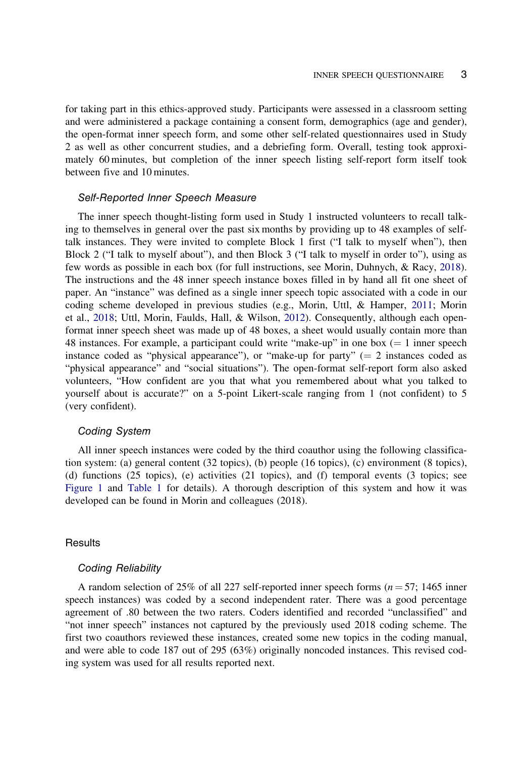for taking part in this ethics-approved study. Participants were assessed in a classroom setting and were administered a package containing a consent form, demographics (age and gender), the open-format inner speech form, and some other self-related questionnaires used in Study 2 as well as other concurrent studies, and a debriefing form. Overall, testing took approximately 60 minutes, but completion of the inner speech listing self-report form itself took between five and 10 minutes.

### *Self-Reported Inner Speech Measure*

The inner speech thought-listing form used in Study 1 instructed volunteers to recall talking to themselves in general over the past six months by providing up to 48 examples of self-talk instances. They were invited to complete Block 1 first ("I talk to myself when"), then Block 2 ("I talk to myself about"), and then Block 3 ("I talk to myself in order to"), using as few words as possible in each box (for full instructions, see Morin, Duhnych, & Racy, 2018). The instructions and the 48 inner speech instance boxes filled in by hand all fit one sheet of paper. An "instance" was defined as a single inner speech topic associated with a code in our coding scheme developed in previous studies (e.g., Morin, Uttl, & Hamper, 2011; Morin et al., 2018; Uttl, Morin, Faulds, Hall, & Wilson, 2012). Consequently, although each open-format inner speech sheet was made up of 48 boxes, a sheet would usually contain more than 48 instances. For example, a participant could write "make-up" in one box (= 1 inner speech instance coded as "physical appearance"), or "make-up for party" (= 2 instances coded as "physical appearance" and "social situations"). The open-format self-report form also asked volunteers, "How confident are you that what you remembered about what you talked to yourself about is accurate?" on a 5-point Likert-scale ranging from 1 (not confident) to 5 (very confident).

### *Coding System*

All inner speech instances were coded by the third coauthor using the following classification system: (a) general content (32 topics), (b) people (16 topics), (c) environment (8 topics), (d) functions (25 topics), (e) activities (21 topics), and (f) temporal events (3 topics; see Figure 1 and Table 1 for details). A thorough description of this system and how it was developed can be found in Morin and colleagues (2018).

## Results

### *Coding Reliability*

A random selection of 25% of all 227 self-reported inner speech forms ($n = 57$; 1465 inner speech instances) was coded by a second independent rater. There was a good percentage agreement of .80 between the two raters. Coders identified and recorded "unclassified" and "not inner speech" instances not captured by the previously used 2018 coding scheme. The first two coauthors reviewed these instances, created some new topics in the coding manual, and were able to code 187 out of 295 (63%) originally noncoded instances. This revised coding system was used for all results reported next.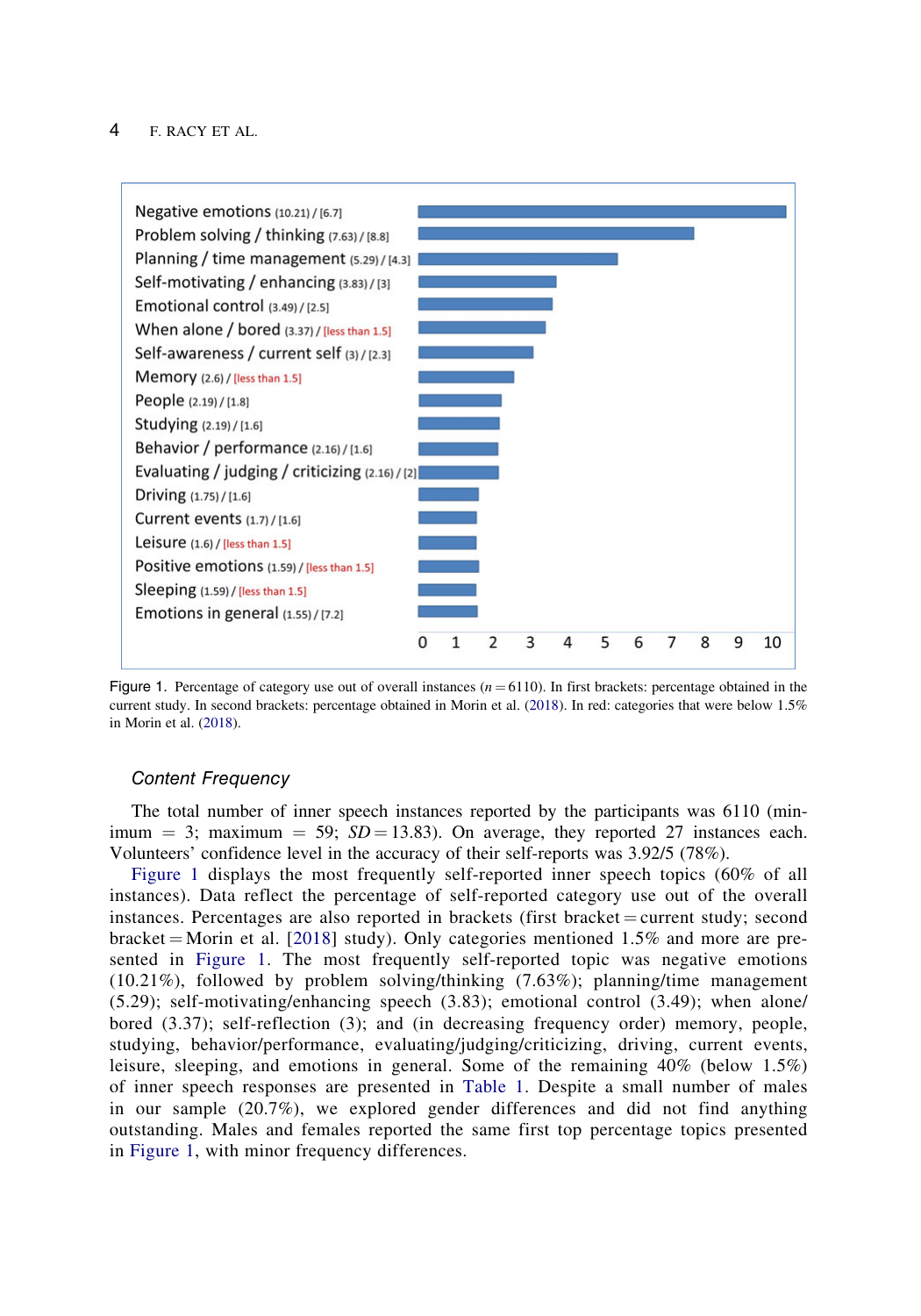| Category | Current study (%) | Morin et al. (2018) (%) |
|---|---|---|
| Negative emotions | 10.21 | 6.7 |
| Problem solving / thinking | 7.63 | 8.8 |
| Planning / time management | 5.29 | 4.3 |
| Self-motivating / enhancing | 3.83 | 3 |
| Emotional control | 3.49 | 2.5 |
| When alone / bored | 3.37 | less than 1.5 |
| Self-awareness / current self | 3 | 2.3 |
| Memory | 2.6 | less than 1.5 |
| People | 2.19 | 1.8 |
| Studying | 2.19 | 1.6 |
| Behavior / performance | 2.16 | 1.6 |
| Evaluating / judging / criticizing | 2.16 | 2 |
| Driving | 1.75 | 1.6 |
| Current events | 1.7 | 1.6 |
| Leisure | 1.6 | less than 1.5 |
| Positive emotions | 1.59 | less than 1.5 |
| Sleeping | 1.59 | less than 1.5 |
| Emotions in general | 1.55 | 7.2 |

Figure 1. Percentage of category use out of overall instances ($n = 6110$). In first brackets: percentage obtained in the current study. In second brackets: percentage obtained in Morin et al. (2018). In red: categories that were below 1.5% in Morin et al. (2018).

### Content Frequency

The total number of inner speech instances reported by the participants was 6110 (minimum = 3; maximum = 59; $SD = 13.83$). On average, they reported 27 instances each. Volunteers' confidence level in the accuracy of their self-reports was 3.92/5 (78%).

Figure 1 displays the most frequently self-reported inner speech topics (60% of all instances). Data reflect the percentage of self-reported category use out of the overall instances. Percentages are also reported in brackets (first bracket = current study; second bracket = Morin et al. [2018] study). Only categories mentioned 1.5% and more are presented in Figure 1. The most frequently self-reported topic was negative emotions (10.21%), followed by problem solving/thinking (7.63%); planning/time management (5.29); self-motivating/enhancing speech (3.83); emotional control (3.49); when alone/bored (3.37); self-reflection (3); and (in decreasing frequency order) memory, people, studying, behavior/performance, evaluating/judging/criticizing, driving, current events, leisure, sleeping, and emotions in general. Some of the remaining 40% (below 1.5%) of inner speech responses are presented in Table 1. Despite a small number of males in our sample (20.7%), we explored gender differences and did not find anything outstanding. Males and females reported the same first top percentage topics presented in Figure 1, with minor frequency differences.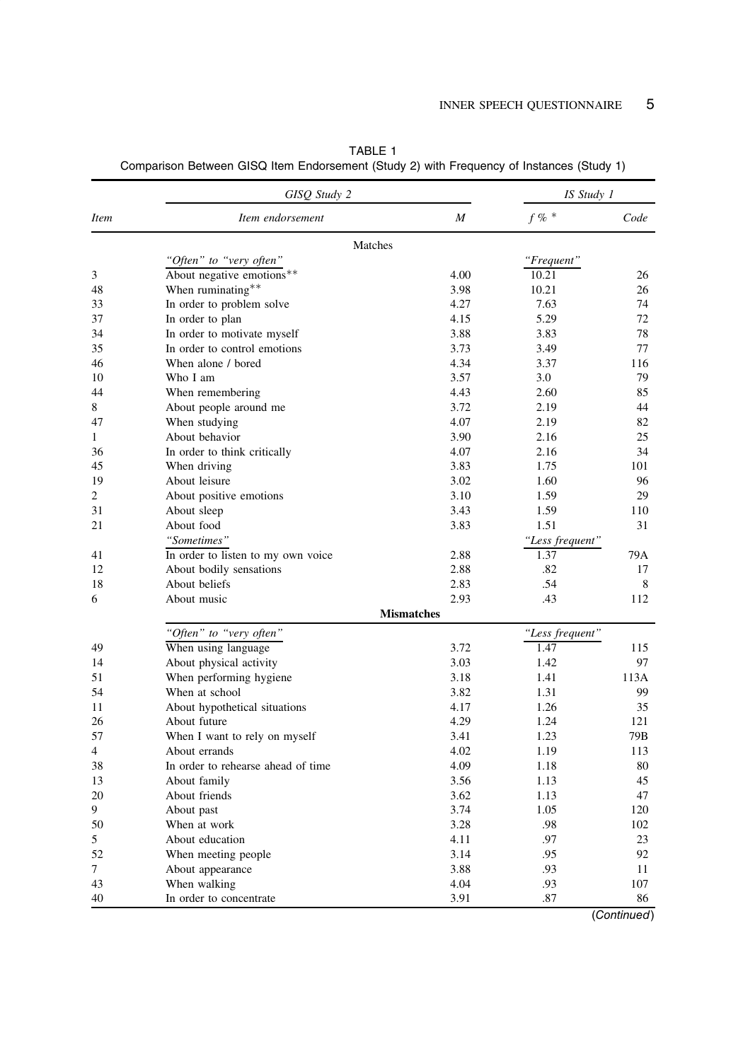TABLE 1
Comparison Between GISQ Item Endorsement (Study 2) with Frequency of Instances (Study 1)

| | GISQ Study 2 | | IS Study 1 | |
|---|---|---|---|---|
| *Item* | *Item endorsement* | *M* | *f % \** | *Code* |
| | **Matches** | | | |
| | *"Often" to "very often"* | | *"Frequent"* | |
| 3 | About negative emotions** | 4.00 | 10.21 | 26 |
| 48 | When ruminating** | 3.98 | 10.21 | 26 |
| 33 | In order to problem solve | 4.27 | 7.63 | 74 |
| 37 | In order to plan | 4.15 | 5.29 | 72 |
| 34 | In order to motivate myself | 3.88 | 3.83 | 78 |
| 35 | In order to control emotions | 3.73 | 3.49 | 77 |
| 46 | When alone / bored | 4.34 | 3.37 | 116 |
| 10 | Who I am | 3.57 | 3.0 | 79 |
| 44 | When remembering | 4.43 | 2.60 | 85 |
| 8 | About people around me | 3.72 | 2.19 | 44 |
| 47 | When studying | 4.07 | 2.19 | 82 |
| 1 | About behavior | 3.90 | 2.16 | 25 |
| 36 | In order to think critically | 4.07 | 2.16 | 34 |
| 45 | When driving | 3.83 | 1.75 | 101 |
| 19 | About leisure | 3.02 | 1.60 | 96 |
| 2 | About positive emotions | 3.10 | 1.59 | 29 |
| 31 | About sleep | 3.43 | 1.59 | 110 |
| 21 | About food | 3.83 | 1.51 | 31 |
| | *"Sometimes"* | | *"Less frequent"* | |
| 41 | In order to listen to my own voice | 2.88 | 1.37 | 79A |
| 12 | About bodily sensations | 2.88 | .82 | 17 |
| 18 | About beliefs | 2.83 | .54 | 8 |
| 6 | About music | 2.93 | .43 | 112 |
| | **Mismatches** | | | |
| | *"Often" to "very often"* | | *"Less frequent"* | |
| 49 | When using language | 3.72 | 1.47 | 115 |
| 14 | About physical activity | 3.03 | 1.42 | 97 |
| 51 | When performing hygiene | 3.18 | 1.41 | 113A |
| 54 | When at school | 3.82 | 1.31 | 99 |
| 11 | About hypothetical situations | 4.17 | 1.26 | 35 |
| 26 | About future | 4.29 | 1.24 | 121 |
| 57 | When I want to rely on myself | 3.41 | 1.23 | 79B |
| 4 | About errands | 4.02 | 1.19 | 113 |
| 38 | In order to rehearse ahead of time | 4.09 | 1.18 | 80 |
| 13 | About family | 3.56 | 1.13 | 45 |
| 20 | About friends | 3.62 | 1.13 | 47 |
| 9 | About past | 3.74 | 1.05 | 120 |
| 50 | When at work | 3.28 | .98 | 102 |
| 5 | About education | 4.11 | .97 | 23 |
| 52 | When meeting people | 3.14 | .95 | 92 |
| 7 | About appearance | 3.88 | .93 | 11 |
| 43 | When walking | 4.04 | .93 | 107 |
| 40 | In order to concentrate | 3.91 | .87 | 86 |

(*Continued*)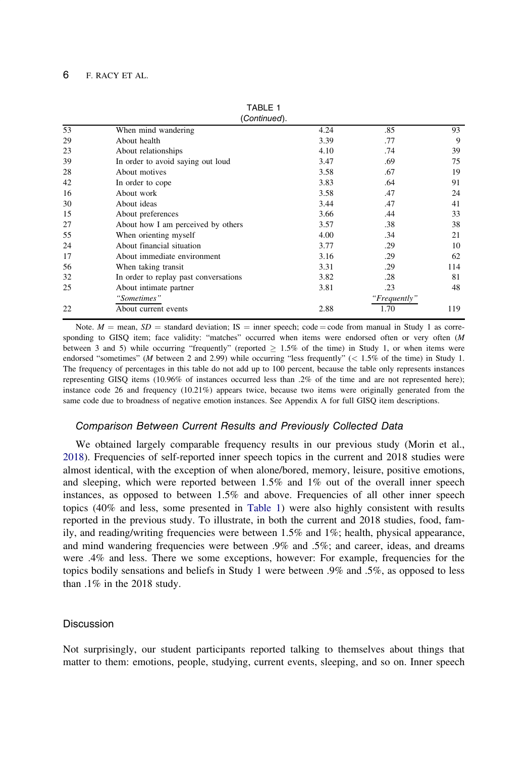TABLE 1
(*Continued*).

| | | | | |
|---|---|---|---|---|
| 53 | When mind wandering | 4.24 | .85 | 93 |
| 29 | About health | 3.39 | .77 | 9 |
| 23 | About relationships | 4.10 | .74 | 39 |
| 39 | In order to avoid saying out loud | 3.47 | .69 | 75 |
| 28 | About motives | 3.58 | .67 | 19 |
| 42 | In order to cope | 3.83 | .64 | 91 |
| 16 | About work | 3.58 | .47 | 24 |
| 30 | About ideas | 3.44 | .47 | 41 |
| 15 | About preferences | 3.66 | .44 | 33 |
| 27 | About how I am perceived by others | 3.57 | .38 | 38 |
| 55 | When orienting myself | 4.00 | .34 | 21 |
| 24 | About financial situation | 3.77 | .29 | 10 |
| 17 | About immediate environment | 3.16 | .29 | 62 |
| 56 | When taking transit | 3.31 | .29 | 114 |
| 32 | In order to replay past conversations | 3.82 | .28 | 81 |
| 25 | About intimate partner | 3.81 | .23 | 48 |
| | *"Sometimes"* | | *"Frequently"* | |
| 22 | About current events | 2.88 | 1.70 | 119 |

Note. $M$ = mean, $SD$ = standard deviation; IS = inner speech; code = code from manual in Study 1 as corresponding to GISQ item; face validity: "matches" occurred when items were endorsed often or very often ($M$ between 3 and 5) while occurring "frequently" (reported $\geq$ 1.5% of the time) in Study 1, or when items were endorsed "sometimes" ($M$ between 2 and 2.99) while occurring "less frequently" (< 1.5% of the time) in Study 1. The frequency of percentages in this table do not add up to 100 percent, because the table only represents instances representing GISQ items (10.96% of instances occurred less than .2% of the time and are not represented here); instance code 26 and frequency (10.21%) appears twice, because two items were originally generated from the same code due to broadness of negative emotion instances. See Appendix A for full GISQ item descriptions.

### Comparison Between Current Results and Previously Collected Data

We obtained largely comparable frequency results in our previous study (Morin et al., 2018). Frequencies of self-reported inner speech topics in the current and 2018 studies were almost identical, with the exception of when alone/bored, memory, leisure, positive emotions, and sleeping, which were reported between 1.5% and 1% out of the overall inner speech instances, as opposed to between 1.5% and above. Frequencies of all other inner speech topics (40% and less, some presented in Table 1) were also highly consistent with results reported in the previous study. To illustrate, in both the current and 2018 studies, food, family, and reading/writing frequencies were between 1.5% and 1%; health, physical appearance, and mind wandering frequencies were between .9% and .5%; and career, ideas, and dreams were .4% and less. There we some exceptions, however: For example, frequencies for the topics bodily sensations and beliefs in Study 1 were between .9% and .5%, as opposed to less than .1% in the 2018 study.

## Discussion

Not surprisingly, our student participants reported talking to themselves about things that matter to them: emotions, people, studying, current events, sleeping, and so on. Inner speech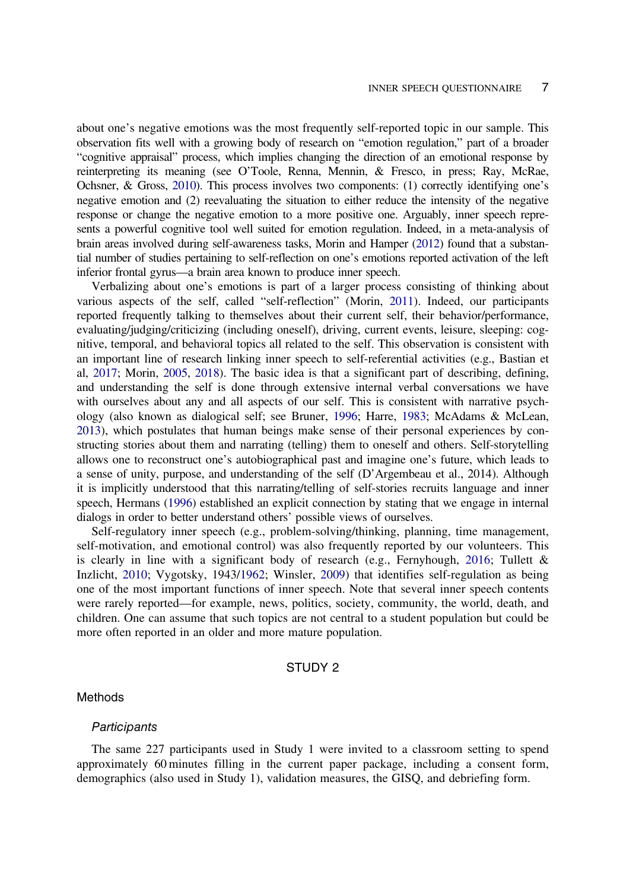about one's negative emotions was the most frequently self-reported topic in our sample. This observation fits well with a growing body of research on "emotion regulation," part of a broader "cognitive appraisal" process, which implies changing the direction of an emotional response by reinterpreting its meaning (see O'Toole, Renna, Mennin, & Fresco, in press; Ray, McRae, Ochsner, & Gross, 2010). This process involves two components: (1) correctly identifying one's negative emotion and (2) reevaluating the situation to either reduce the intensity of the negative response or change the negative emotion to a more positive one. Arguably, inner speech represents a powerful cognitive tool well suited for emotion regulation. Indeed, in a meta-analysis of brain areas involved during self-awareness tasks, Morin and Hamper (2012) found that a substantial number of studies pertaining to self-reflection on one's emotions reported activation of the left inferior frontal gyrus—a brain area known to produce inner speech.

Verbalizing about one's emotions is part of a larger process consisting of thinking about various aspects of the self, called "self-reflection" (Morin, 2011). Indeed, our participants reported frequently talking to themselves about their current self, their behavior/performance, evaluating/judging/criticizing (including oneself), driving, current events, leisure, sleeping: cognitive, temporal, and behavioral topics all related to the self. This observation is consistent with an important line of research linking inner speech to self-referential activities (e.g., Bastian et al, 2017; Morin, 2005, 2018). The basic idea is that a significant part of describing, defining, and understanding the self is done through extensive internal verbal conversations we have with ourselves about any and all aspects of our self. This is consistent with narrative psychology (also known as dialogical self; see Bruner, 1996; Harre, 1983; McAdams & McLean, 2013), which postulates that human beings make sense of their personal experiences by constructing stories about them and narrating (telling) them to oneself and others. Self-storytelling allows one to reconstruct one's autobiographical past and imagine one's future, which leads to a sense of unity, purpose, and understanding of the self (D'Argembeau et al., 2014). Although it is implicitly understood that this narrating/telling of self-stories recruits language and inner speech, Hermans (1996) established an explicit connection by stating that we engage in internal dialogs in order to better understand others' possible views of ourselves.

Self-regulatory inner speech (e.g., problem-solving/thinking, planning, time management, self-motivation, and emotional control) was also frequently reported by our volunteers. This is clearly in line with a significant body of research (e.g., Fernyhough, 2016; Tullett & Inzlicht, 2010; Vygotsky, 1943/1962; Winsler, 2009) that identifies self-regulation as being one of the most important functions of inner speech. Note that several inner speech contents were rarely reported—for example, news, politics, society, community, the world, death, and children. One can assume that such topics are not central to a student population but could be more often reported in an older and more mature population.

## STUDY 2

### Methods

#### *Participants*

The same 227 participants used in Study 1 were invited to a classroom setting to spend approximately 60 minutes filling in the current paper package, including a consent form, demographics (also used in Study 1), validation measures, the GISQ, and debriefing form.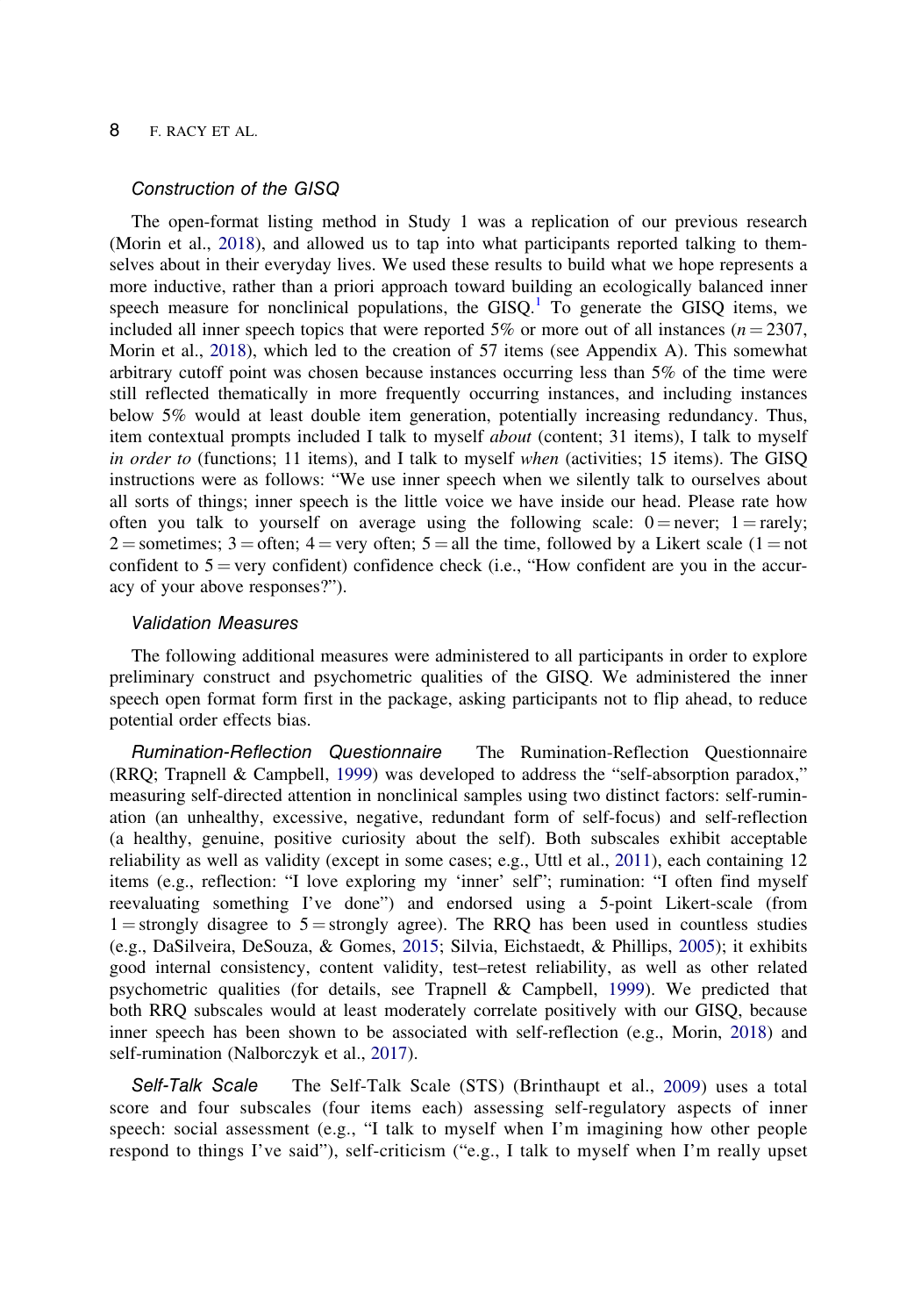### *Construction of the GISQ*

The open-format listing method in Study 1 was a replication of our previous research (Morin et al., 2018), and allowed us to tap into what participants reported talking to themselves about in their everyday lives. We used these results to build what we hope represents a more inductive, rather than a priori approach toward building an ecologically balanced inner speech measure for nonclinical populations, the GISQ.[1] To generate the GISQ items, we included all inner speech topics that were reported 5% or more out of all instances ($n = 2307$, Morin et al., 2018), which led to the creation of 57 items (see Appendix A). This somewhat arbitrary cutoff point was chosen because instances occurring less than 5% of the time were still reflected thematically in more frequently occurring instances, and including instances below 5% would at least double item generation, potentially increasing redundancy. Thus, item contextual prompts included I talk to myself *about* (content; 31 items), I talk to myself *in order to* (functions; 11 items), and I talk to myself *when* (activities; 15 items). The GISQ instructions were as follows: "We use inner speech when we silently talk to ourselves about all sorts of things; inner speech is the little voice we have inside our head. Please rate how often you talk to yourself on average using the following scale: 0 = never; 1 = rarely; 2 = sometimes; 3 = often; 4 = very often; 5 = all the time, followed by a Likert scale (1 = not confident to 5 = very confident) confidence check (i.e., "How confident are you in the accuracy of your above responses?").

### *Validation Measures*

The following additional measures were administered to all participants in order to explore preliminary construct and psychometric qualities of the GISQ. We administered the inner speech open format form first in the package, asking participants not to flip ahead, to reduce potential order effects bias.

*Rumination-Reflection Questionnaire* The Rumination-Reflection Questionnaire (RRQ; Trapnell & Campbell, 1999) was developed to address the "self-absorption paradox," measuring self-directed attention in nonclinical samples using two distinct factors: self-rumination (an unhealthy, excessive, negative, redundant form of self-focus) and self-reflection (a healthy, genuine, positive curiosity about the self). Both subscales exhibit acceptable reliability as well as validity (except in some cases; e.g., Uttl et al., 2011), each containing 12 items (e.g., reflection: "I love exploring my 'inner' self"; rumination: "I often find myself reevaluating something I've done") and endorsed using a 5-point Likert-scale (from 1 = strongly disagree to 5 = strongly agree). The RRQ has been used in countless studies (e.g., DaSilveira, DeSouza, & Gomes, 2015; Silvia, Eichstaedt, & Phillips, 2005); it exhibits good internal consistency, content validity, test–retest reliability, as well as other related psychometric qualities (for details, see Trapnell & Campbell, 1999). We predicted that both RRQ subscales would at least moderately correlate positively with our GISQ, because inner speech has been shown to be associated with self-reflection (e.g., Morin, 2018) and self-rumination (Nalborczyk et al., 2017).

*Self-Talk Scale* The Self-Talk Scale (STS) (Brinthaupt et al., 2009) uses a total score and four subscales (four items each) assessing self-regulatory aspects of inner speech: social assessment (e.g., "I talk to myself when I'm imagining how other people respond to things I've said"), self-criticism ("e.g., I talk to myself when I'm really upset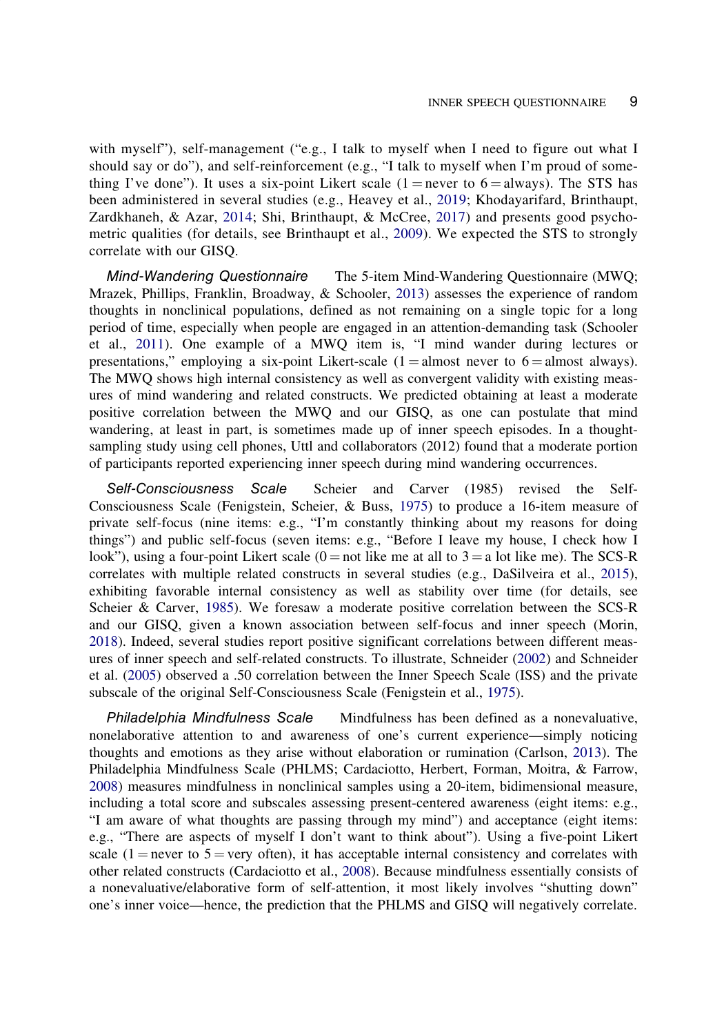with myself"), self-management ("e.g., I talk to myself when I need to figure out what I should say or do"), and self-reinforcement (e.g., "I talk to myself when I'm proud of something I've done"). It uses a six-point Likert scale (1 = never to 6 = always). The STS has been administered in several studies (e.g., Heavey et al., 2019; Khodayarifard, Brinthaupt, Zardkhaneh, & Azar, 2014; Shi, Brinthaupt, & McCree, 2017) and presents good psychometric qualities (for details, see Brinthaupt et al., 2009). We expected the STS to strongly correlate with our GISQ.

*Mind-Wandering Questionnaire* The 5-item Mind-Wandering Questionnaire (MWQ; Mrazek, Phillips, Franklin, Broadway, & Schooler, 2013) assesses the experience of random thoughts in nonclinical populations, defined as not remaining on a single topic for a long period of time, especially when people are engaged in an attention-demanding task (Schooler et al., 2011). One example of a MWQ item is, "I mind wander during lectures or presentations," employing a six-point Likert-scale (1 = almost never to 6 = almost always). The MWQ shows high internal consistency as well as convergent validity with existing measures of mind wandering and related constructs. We predicted obtaining at least a moderate positive correlation between the MWQ and our GISQ, as one can postulate that mind wandering, at least in part, is sometimes made up of inner speech episodes. In a thought-sampling study using cell phones, Uttl and collaborators (2012) found that a moderate portion of participants reported experiencing inner speech during mind wandering occurrences.

*Self-Consciousness Scale* Scheier and Carver (1985) revised the Self-Consciousness Scale (Fenigstein, Scheier, & Buss, 1975) to produce a 16-item measure of private self-focus (nine items: e.g., "I'm constantly thinking about my reasons for doing things") and public self-focus (seven items: e.g., "Before I leave my house, I check how I look"), using a four-point Likert scale (0 = not like me at all to 3 = a lot like me). The SCS-R correlates with multiple related constructs in several studies (e.g., DaSilveira et al., 2015), exhibiting favorable internal consistency as well as stability over time (for details, see Scheier & Carver, 1985). We foresaw a moderate positive correlation between the SCS-R and our GISQ, given a known association between self-focus and inner speech (Morin, 2018). Indeed, several studies report positive significant correlations between different measures of inner speech and self-related constructs. To illustrate, Schneider (2002) and Schneider et al. (2005) observed a .50 correlation between the Inner Speech Scale (ISS) and the private subscale of the original Self-Consciousness Scale (Fenigstein et al., 1975).

*Philadelphia Mindfulness Scale* Mindfulness has been defined as a nonevaluative, nonelaborative attention to and awareness of one's current experience—simply noticing thoughts and emotions as they arise without elaboration or rumination (Carlson, 2013). The Philadelphia Mindfulness Scale (PHLMS; Cardaciotto, Herbert, Forman, Moitra, & Farrow, 2008) measures mindfulness in nonclinical samples using a 20-item, bidimensional measure, including a total score and subscales assessing present-centered awareness (eight items: e.g., "I am aware of what thoughts are passing through my mind") and acceptance (eight items: e.g., "There are aspects of myself I don't want to think about"). Using a five-point Likert scale (1 = never to 5 = very often), it has acceptable internal consistency and correlates with other related constructs (Cardaciotto et al., 2008). Because mindfulness essentially consists of a nonevaluative/elaborative form of self-attention, it most likely involves "shutting down" one's inner voice—hence, the prediction that the PHLMS and GISQ will negatively correlate.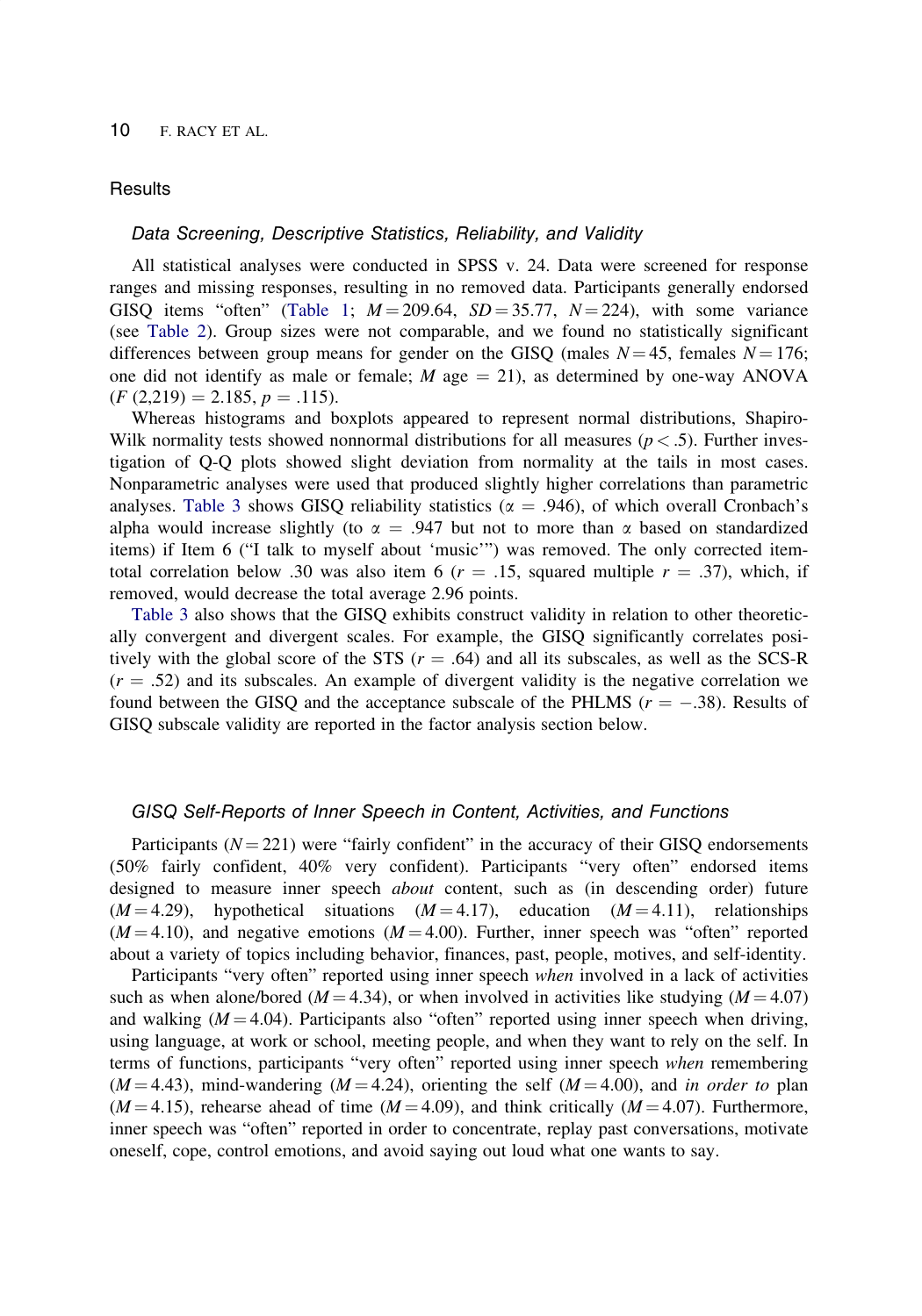## Results

### Data Screening, Descriptive Statistics, Reliability, and Validity

All statistical analyses were conducted in SPSS v. 24. Data were screened for response ranges and missing responses, resulting in no removed data. Participants generally endorsed GISQ items "often" (Table 1; $M = 209.64$, $SD = 35.77$, $N = 224$), with some variance (see Table 2). Group sizes were not comparable, and we found no statistically significant differences between group means for gender on the GISQ (males $N = 45$, females $N = 176$; one did not identify as male or female; $M$ age = 21), as determined by one-way ANOVA ($F$ (2,219) = 2.185, $p$ = .115).

Whereas histograms and boxplots appeared to represent normal distributions, Shapiro-Wilk normality tests showed nonnormal distributions for all measures ($p < .5$). Further investigation of Q-Q plots showed slight deviation from normality at the tails in most cases. Nonparametric analyses were used that produced slightly higher correlations than parametric analyses. Table 3 shows GISQ reliability statistics ($\alpha$ = .946), of which overall Cronbach's alpha would increase slightly (to $\alpha$ = .947 but not to more than $\alpha$ based on standardized items) if Item 6 ("I talk to myself about 'music'") was removed. The only corrected item-total correlation below .30 was also item 6 ($r$ = .15, squared multiple $r$ = .37), which, if removed, would decrease the total average 2.96 points.

Table 3 also shows that the GISQ exhibits construct validity in relation to other theoretically convergent and divergent scales. For example, the GISQ significantly correlates positively with the global score of the STS ($r$ = .64) and all its subscales, as well as the SCS-R ($r$ = .52) and its subscales. An example of divergent validity is the negative correlation we found between the GISQ and the acceptance subscale of the PHLMS ($r$ = −.38). Results of GISQ subscale validity are reported in the factor analysis section below.

### GISQ Self-Reports of Inner Speech in Content, Activities, and Functions

Participants ($N = 221$) were "fairly confident" in the accuracy of their GISQ endorsements (50% fairly confident, 40% very confident). Participants "very often" endorsed items designed to measure inner speech *about* content, such as (in descending order) future ($M = 4.29$), hypothetical situations ($M = 4.17$), education ($M = 4.11$), relationships ($M = 4.10$), and negative emotions ($M = 4.00$). Further, inner speech was "often" reported about a variety of topics including behavior, finances, past, people, motives, and self-identity.

Participants "very often" reported using inner speech *when* involved in a lack of activities such as when alone/bored ($M = 4.34$), or when involved in activities like studying ($M = 4.07$) and walking ($M = 4.04$). Participants also "often" reported using inner speech when driving, using language, at work or school, meeting people, and when they want to rely on the self. In terms of functions, participants "very often" reported using inner speech *when* remembering ($M = 4.43$), mind-wandering ($M = 4.24$), orienting the self ($M = 4.00$), and *in order to* plan ($M = 4.15$), rehearse ahead of time ($M = 4.09$), and think critically ($M = 4.07$). Furthermore, inner speech was "often" reported in order to concentrate, replay past conversations, motivate oneself, cope, control emotions, and avoid saying out loud what one wants to say.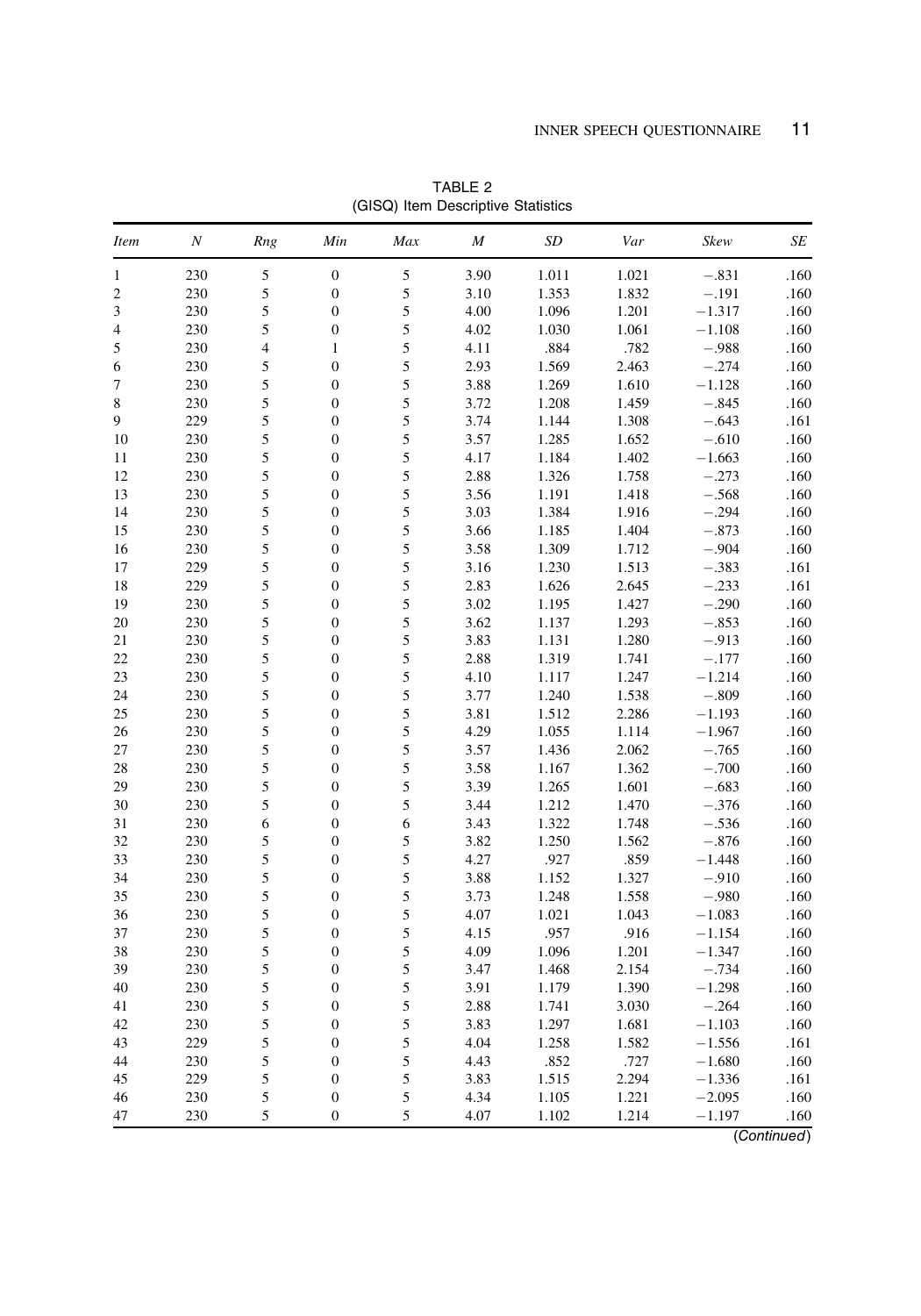TABLE 2
(GISQ) Item Descriptive Statistics

| *Item* | *N* | *Rng* | *Min* | *Max* | *M* | *SD* | *Var* | *Skew* | *SE* |
|---|---|---|---|---|---|---|---|---|---|
| 1 | 230 | 5 | 0 | 5 | 3.90 | 1.011 | 1.021 | −.831 | .160 |
| 2 | 230 | 5 | 0 | 5 | 3.10 | 1.353 | 1.832 | −.191 | .160 |
| 3 | 230 | 5 | 0 | 5 | 4.00 | 1.096 | 1.201 | −1.317 | .160 |
| 4 | 230 | 5 | 0 | 5 | 4.02 | 1.030 | 1.061 | −1.108 | .160 |
| 5 | 230 | 4 | 1 | 5 | 4.11 | .884 | .782 | −.988 | .160 |
| 6 | 230 | 5 | 0 | 5 | 2.93 | 1.569 | 2.463 | −.274 | .160 |
| 7 | 230 | 5 | 0 | 5 | 3.88 | 1.269 | 1.610 | −1.128 | .160 |
| 8 | 230 | 5 | 0 | 5 | 3.72 | 1.208 | 1.459 | −.845 | .160 |
| 9 | 229 | 5 | 0 | 5 | 3.74 | 1.144 | 1.308 | −.643 | .161 |
| 10 | 230 | 5 | 0 | 5 | 3.57 | 1.285 | 1.652 | −.610 | .160 |
| 11 | 230 | 5 | 0 | 5 | 4.17 | 1.184 | 1.402 | −1.663 | .160 |
| 12 | 230 | 5 | 0 | 5 | 2.88 | 1.326 | 1.758 | −.273 | .160 |
| 13 | 230 | 5 | 0 | 5 | 3.56 | 1.191 | 1.418 | −.568 | .160 |
| 14 | 230 | 5 | 0 | 5 | 3.03 | 1.384 | 1.916 | −.294 | .160 |
| 15 | 230 | 5 | 0 | 5 | 3.66 | 1.185 | 1.404 | −.873 | .160 |
| 16 | 230 | 5 | 0 | 5 | 3.58 | 1.309 | 1.712 | −.904 | .160 |
| 17 | 229 | 5 | 0 | 5 | 3.16 | 1.230 | 1.513 | −.383 | .161 |
| 18 | 229 | 5 | 0 | 5 | 2.83 | 1.626 | 2.645 | −.233 | .161 |
| 19 | 230 | 5 | 0 | 5 | 3.02 | 1.195 | 1.427 | −.290 | .160 |
| 20 | 230 | 5 | 0 | 5 | 3.62 | 1.137 | 1.293 | −.853 | .160 |
| 21 | 230 | 5 | 0 | 5 | 3.83 | 1.131 | 1.280 | −.913 | .160 |
| 22 | 230 | 5 | 0 | 5 | 2.88 | 1.319 | 1.741 | −.177 | .160 |
| 23 | 230 | 5 | 0 | 5 | 4.10 | 1.117 | 1.247 | −1.214 | .160 |
| 24 | 230 | 5 | 0 | 5 | 3.77 | 1.240 | 1.538 | −.809 | .160 |
| 25 | 230 | 5 | 0 | 5 | 3.81 | 1.512 | 2.286 | −1.193 | .160 |
| 26 | 230 | 5 | 0 | 5 | 4.29 | 1.055 | 1.114 | −1.967 | .160 |
| 27 | 230 | 5 | 0 | 5 | 3.57 | 1.436 | 2.062 | −.765 | .160 |
| 28 | 230 | 5 | 0 | 5 | 3.58 | 1.167 | 1.362 | −.700 | .160 |
| 29 | 230 | 5 | 0 | 5 | 3.39 | 1.265 | 1.601 | −.683 | .160 |
| 30 | 230 | 5 | 0 | 5 | 3.44 | 1.212 | 1.470 | −.376 | .160 |
| 31 | 230 | 6 | 0 | 6 | 3.43 | 1.322 | 1.748 | −.536 | .160 |
| 32 | 230 | 5 | 0 | 5 | 3.82 | 1.250 | 1.562 | −.876 | .160 |
| 33 | 230 | 5 | 0 | 5 | 4.27 | .927 | .859 | −1.448 | .160 |
| 34 | 230 | 5 | 0 | 5 | 3.88 | 1.152 | 1.327 | −.910 | .160 |
| 35 | 230 | 5 | 0 | 5 | 3.73 | 1.248 | 1.558 | −.980 | .160 |
| 36 | 230 | 5 | 0 | 5 | 4.07 | 1.021 | 1.043 | −1.083 | .160 |
| 37 | 230 | 5 | 0 | 5 | 4.15 | .957 | .916 | −1.154 | .160 |
| 38 | 230 | 5 | 0 | 5 | 4.09 | 1.096 | 1.201 | −1.347 | .160 |
| 39 | 230 | 5 | 0 | 5 | 3.47 | 1.468 | 2.154 | −.734 | .160 |
| 40 | 230 | 5 | 0 | 5 | 3.91 | 1.179 | 1.390 | −1.298 | .160 |
| 41 | 230 | 5 | 0 | 5 | 2.88 | 1.741 | 3.030 | −.264 | .160 |
| 42 | 230 | 5 | 0 | 5 | 3.83 | 1.297 | 1.681 | −1.103 | .160 |
| 43 | 229 | 5 | 0 | 5 | 4.04 | 1.258 | 1.582 | −1.556 | .161 |
| 44 | 230 | 5 | 0 | 5 | 4.43 | .852 | .727 | −1.680 | .160 |
| 45 | 229 | 5 | 0 | 5 | 3.83 | 1.515 | 2.294 | −1.336 | .161 |
| 46 | 230 | 5 | 0 | 5 | 4.34 | 1.105 | 1.221 | −2.095 | .160 |
| 47 | 230 | 5 | 0 | 5 | 4.07 | 1.102 | 1.214 | −1.197 | .160 |

(*Continued*)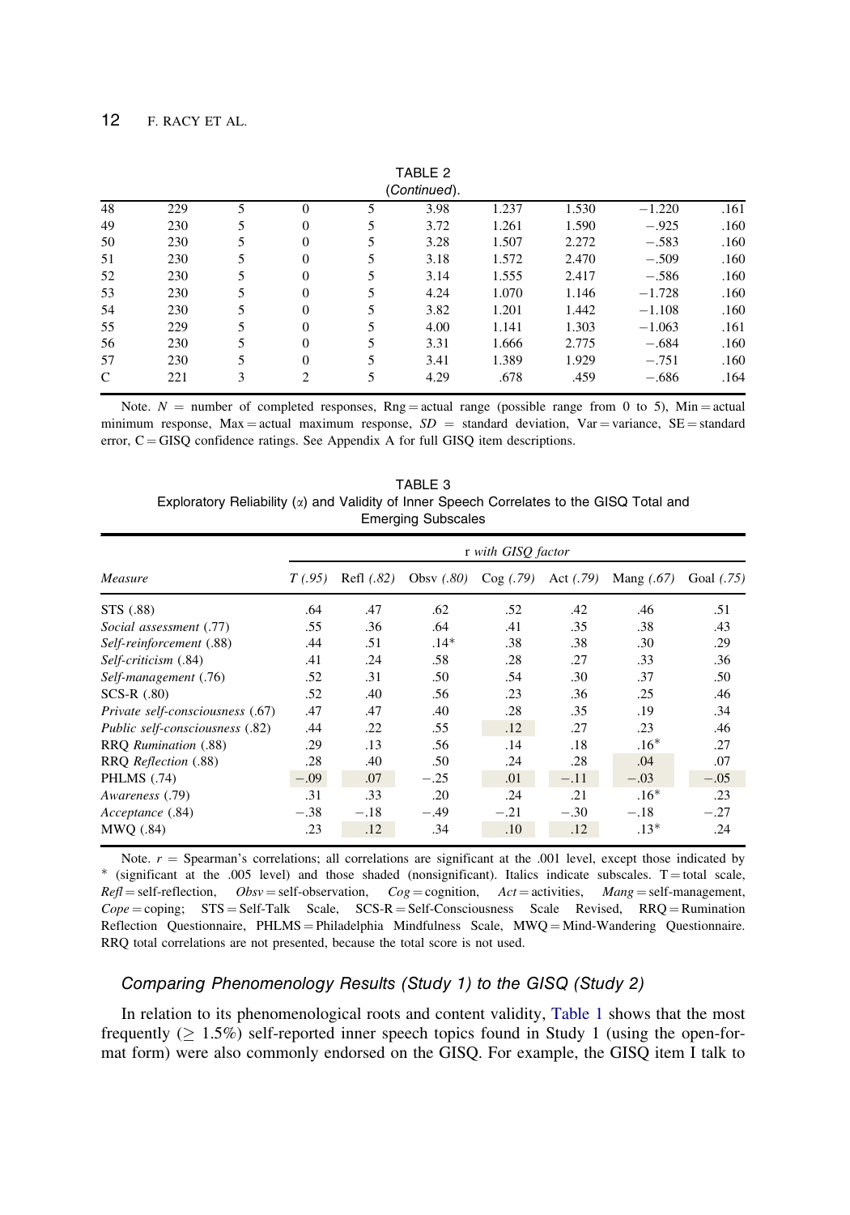TABLE 2
(*Continued*).

| | | | | | | | | | |
|---|---|---|---|---|---|---|---|---|---|
| 48 | 229 | 5 | 0 | 5 | 3.98 | 1.237 | 1.530 | −1.220 | .161 |
| 49 | 230 | 5 | 0 | 5 | 3.72 | 1.261 | 1.590 | −.925 | .160 |
| 50 | 230 | 5 | 0 | 5 | 3.28 | 1.507 | 2.272 | −.583 | .160 |
| 51 | 230 | 5 | 0 | 5 | 3.18 | 1.572 | 2.470 | −.509 | .160 |
| 52 | 230 | 5 | 0 | 5 | 3.14 | 1.555 | 2.417 | −.586 | .160 |
| 53 | 230 | 5 | 0 | 5 | 4.24 | 1.070 | 1.146 | −1.728 | .160 |
| 54 | 230 | 5 | 0 | 5 | 3.82 | 1.201 | 1.442 | −1.108 | .160 |
| 55 | 229 | 5 | 0 | 5 | 4.00 | 1.141 | 1.303 | −1.063 | .161 |
| 56 | 230 | 5 | 0 | 5 | 3.31 | 1.666 | 2.775 | −.684 | .160 |
| 57 | 230 | 5 | 0 | 5 | 3.41 | 1.389 | 1.929 | −.751 | .160 |
| C | 221 | 3 | 2 | 5 | 4.29 | .678 | .459 | −.686 | .164 |

Note. $N$ = number of completed responses, Rng = actual range (possible range from 0 to 5), Min = actual minimum response, Max = actual maximum response, $SD$ = standard deviation, Var = variance, SE = standard error, C = GISQ confidence ratings. See Appendix A for full GISQ item descriptions.

TABLE 3
Exploratory Reliability (α) and Validity of Inner Speech Correlates to the GISQ Total and Emerging Subscales

| | r with GISQ factor | | | | | | |
|---|---|---|---|---|---|---|---|
| *Measure* | *T (.95)* | Refl *(.82)* | Obsv *(.80)* | Cog *(.79)* | Act *(.79)* | Mang *(.67)* | Goal *(.75)* |
| STS (.88) | .64 | .47 | .62 | .52 | .42 | .46 | .51 |
| *Social assessment* (.77) | .55 | .36 | .64 | .41 | .35 | .38 | .43 |
| *Self-reinforcement* (.88) | .44 | .51 | .14* | .38 | .38 | .30 | .29 |
| *Self-criticism* (.84) | .41 | .24 | .58 | .28 | .27 | .33 | .36 |
| *Self-management* (.76) | .52 | .31 | .50 | .54 | .30 | .37 | .50 |
| SCS-R (.80) | .52 | .40 | .56 | .23 | .36 | .25 | .46 |
| *Private self-consciousness* (.67) | .47 | .47 | .40 | .28 | .35 | .19 | .34 |
| *Public self-consciousness* (.82) | .44 | .22 | .55 | .12 | .27 | .23 | .46 |
| RRQ *Rumination* (.88) | .29 | .13 | .56 | .14 | .18 | .16* | .27 |
| RRQ *Reflection* (.88) | .28 | .40 | .50 | .24 | .28 | .04 | .07 |
| PHLMS (.74) | −.09 | .07 | −.25 | .01 | −.11 | −.03 | −.05 |
| *Awareness* (.79) | .31 | .33 | .20 | .24 | .21 | .16* | .23 |
| *Acceptance* (.84) | −.38 | −.18 | −.49 | −.21 | −.30 | −.18 | −.27 |
| MWQ (.84) | .23 | .12 | .34 | .10 | .12 | .13* | .24 |

Note. $r$ = Spearman's correlations; all correlations are significant at the .001 level, except those indicated by * (significant at the .005 level) and those shaded (nonsignificant). Italics indicate subscales. T = total scale, *Refl* = self-reflection, *Obsv* = self-observation, *Cog* = cognition, *Act* = activities, *Mang* = self-management, *Cope* = coping; STS = Self-Talk Scale, SCS-R = Self-Consciousness Scale Revised, RRQ = Rumination Reflection Questionnaire, PHLMS = Philadelphia Mindfulness Scale, MWQ = Mind-Wandering Questionnaire. RRQ total correlations are not presented, because the total score is not used.

### Comparing Phenomenology Results (Study 1) to the GISQ (Study 2)

In relation to its phenomenological roots and content validity, Table 1 shows that the most frequently (≥ 1.5%) self-reported inner speech topics found in Study 1 (using the open-format form) were also commonly endorsed on the GISQ. For example, the GISQ item I talk to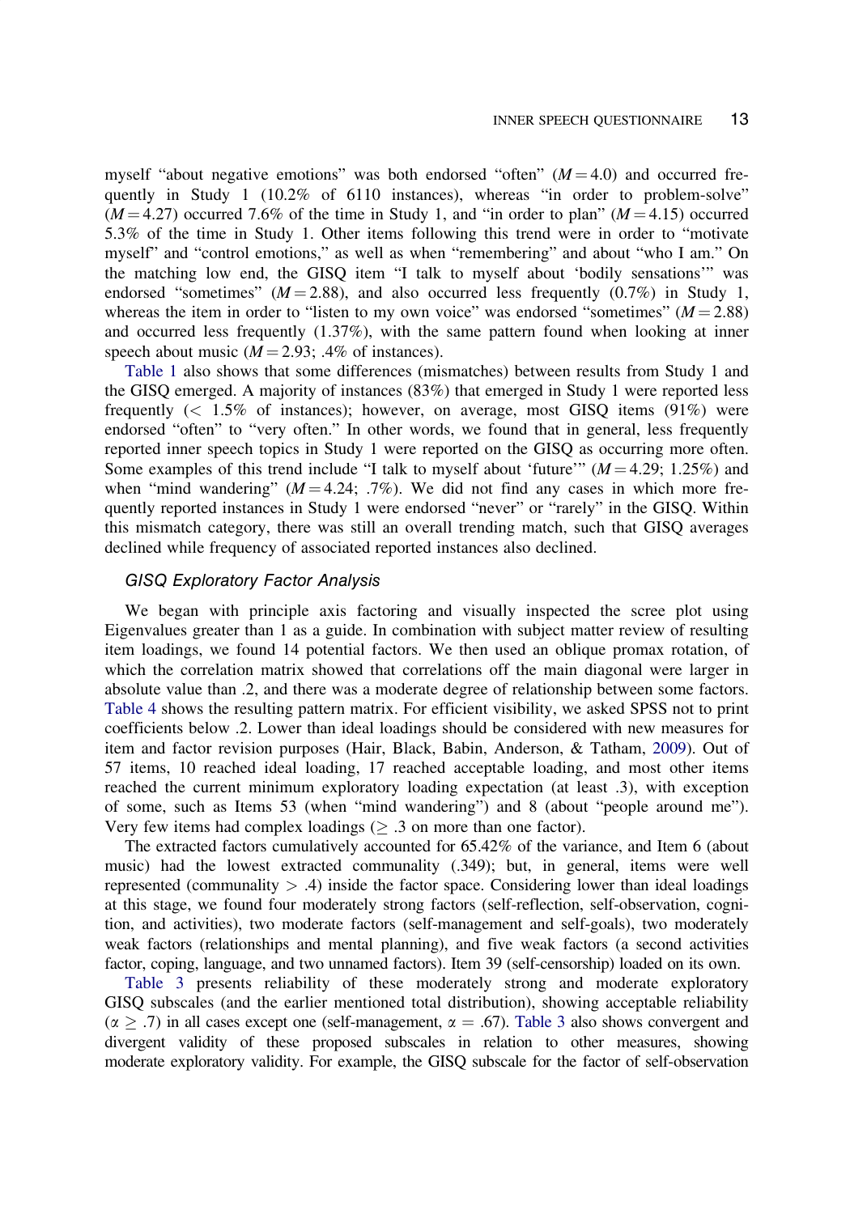myself "about negative emotions" was both endorsed "often" ($M = 4.0$) and occurred frequently in Study 1 (10.2% of 6110 instances), whereas "in order to problem-solve" ($M = 4.27$) occurred 7.6% of the time in Study 1, and "in order to plan" ($M = 4.15$) occurred 5.3% of the time in Study 1. Other items following this trend were in order to "motivate myself" and "control emotions," as well as when "remembering" and about "who I am." On the matching low end, the GISQ item "I talk to myself about 'bodily sensations'" was endorsed "sometimes" ($M = 2.88$), and also occurred less frequently (0.7%) in Study 1, whereas the item in order to "listen to my own voice" was endorsed "sometimes" ($M = 2.88$) and occurred less frequently (1.37%), with the same pattern found when looking at inner speech about music ($M = 2.93$; .4% of instances).

Table 1 also shows that some differences (mismatches) between results from Study 1 and the GISQ emerged. A majority of instances (83%) that emerged in Study 1 were reported less frequently (< 1.5% of instances); however, on average, most GISQ items (91%) were endorsed "often" to "very often." In other words, we found that in general, less frequently reported inner speech topics in Study 1 were reported on the GISQ as occurring more often. Some examples of this trend include "I talk to myself about 'future'" ($M = 4.29$; 1.25%) and when "mind wandering" ($M = 4.24$; .7%). We did not find any cases in which more frequently reported instances in Study 1 were endorsed "never" or "rarely" in the GISQ. Within this mismatch category, there was still an overall trending match, such that GISQ averages declined while frequency of associated reported instances also declined.

### GISQ Exploratory Factor Analysis

We began with principle axis factoring and visually inspected the scree plot using Eigenvalues greater than 1 as a guide. In combination with subject matter review of resulting item loadings, we found 14 potential factors. We then used an oblique promax rotation, of which the correlation matrix showed that correlations off the main diagonal were larger in absolute value than .2, and there was a moderate degree of relationship between some factors. Table 4 shows the resulting pattern matrix. For efficient visibility, we asked SPSS not to print coefficients below .2. Lower than ideal loadings should be considered with new measures for item and factor revision purposes (Hair, Black, Babin, Anderson, & Tatham, 2009). Out of 57 items, 10 reached ideal loading, 17 reached acceptable loading, and most other items reached the current minimum exploratory loading expectation (at least .3), with exception of some, such as Items 53 (when "mind wandering") and 8 (about "people around me"). Very few items had complex loadings (≥ .3 on more than one factor).

The extracted factors cumulatively accounted for 65.42% of the variance, and Item 6 (about music) had the lowest extracted communality (.349); but, in general, items were well represented (communality > .4) inside the factor space. Considering lower than ideal loadings at this stage, we found four moderately strong factors (self-reflection, self-observation, cognition, and activities), two moderate factors (self-management and self-goals), two moderately weak factors (relationships and mental planning), and five weak factors (a second activities factor, coping, language, and two unnamed factors). Item 39 (self-censorship) loaded on its own.

Table 3 presents reliability of these moderately strong and moderate exploratory GISQ subscales (and the earlier mentioned total distribution), showing acceptable reliability ($\alpha \geq .7$) in all cases except one (self-management, $\alpha = .67$). Table 3 also shows convergent and divergent validity of these proposed subscales in relation to other measures, showing moderate exploratory validity. For example, the GISQ subscale for the factor of self-observation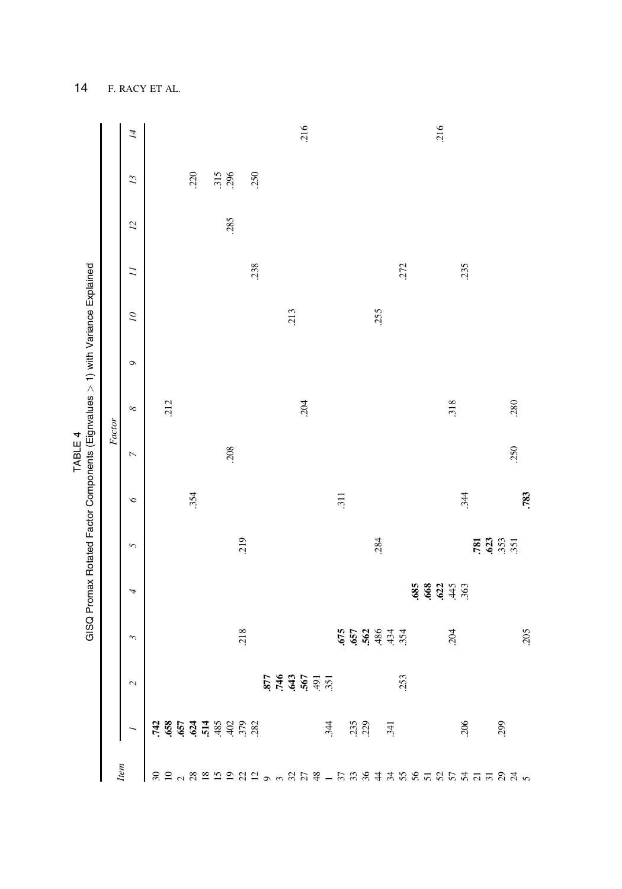TABLE 4
GISQ Promax Rotated Factor Components (Eignvalues > 1) with Variance Explained

| *Item* | *Factor* | | | | | | | | | | | | | |
|---|---|---|---|---|---|---|---|---|---|---|---|---|---|---|
| | *1* | *2* | *3* | *4* | *5* | *6* | *7* | *8* | *9* | *10* | *11* | *12* | *13* | *14* |
| 30 | **.742** | | | | | | | | | | | | | |
| 10 | **.658** | | | | | | | | | | | | | |
| 2 | **.657** | | | | | | | .212 | | | | | | |
| 28 | **.624** | | | | | .354 | | | | | | | .220 | |
| 18 | **.514** | | | | | | | | | | | | | |
| 15 | .485 | | | | | | | | | | | | .315 | |
| 19 | .402 | | | | | | .208 | | | | | .285 | .296 | |
| 22 | .379 | | .218 | | .219 | | | | | | | | | |
| 12 | .282 | | | | | | | | | | | | .250 | |
| 9 | | **.877** | | | | | | | | | .238 | | | |
| 3 | | **.746** | | | | | | | | | | | | |
| 32 | | **.643** | | | | | | | | .213 | | | | |
| 27 | | **.567** | | | | | | .204 | | | | | | |
| 48 | | .491 | | | | | | | | | | | | .216 |
| 1 | .344 | .351 | | | | .311 | | | | | | | | |
| 37 | .235 | | **.675** | | | | | | | | | | | |
| 33 | .229 | | **.657** | | | | | | | | | | | |
| 36 | | | **.562** | | | | | | | | | | | |
| 44 | | | .486 | | .284 | | | | | .255 | | | | |
| 34 | .341 | | .434 | | | | | | | | | | | |
| 55 | | .253 | .354 | | | | | | | | .272 | | | |
| 56 | | | | **.685** | | | | | | | | | | |
| 51 | .206 | | .204 | **.668** | | .344 | | .318 | | | | | | |
| 52 | | | | **.622** | | | | | | | | | | |
| 57 | | | | .445 | | | | | | | | | | .216 |
| 54 | | | | .363 | | | | | | | .235 | | | |
| 21 | | | | | **.781** | | | | | | | | | |
| 31 | | | | | **.623** | | | | | | | | | |
| 29 | .299 | | | | .353 | | .250 | .280 | | | | | | |
| 24 | | | | | .351 | | | | | | | | | |
| 5 | | | .205 | | | **.783** | | | | | | | | |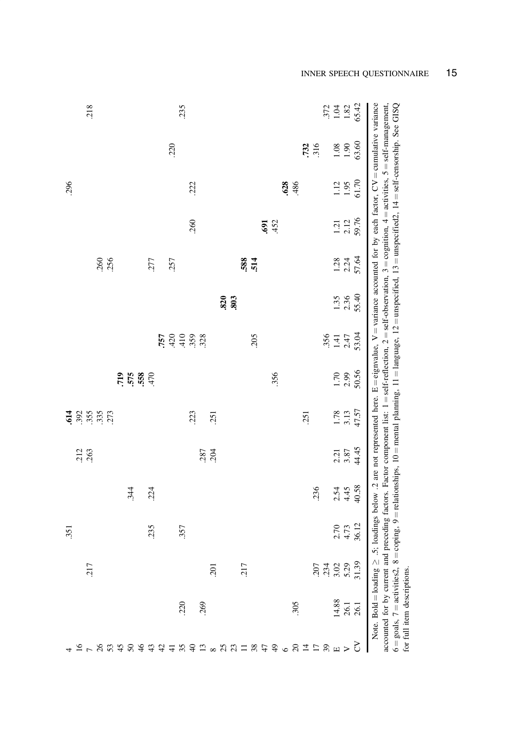| Item | 1 | 2 | 3 | 4 | 5 | 6 | 7 | 8 | 9 | 10 | 11 | 12 | 13 | 14 |
|---|---|---|---|---|---|---|---|---|---|---|---|---|---|---|
| 4 | | | .351 | | | **.614** | | | | | | .296 | | |
| 16 | | | | | .212 | .392 | | | | | | | | |
| 7 | | .217 | | | .263 | .355 | | | | | | | | .218 |
| 26 | | | | | | .335 | | | | .260 | | | | |
| 53 | | | | | | .273 | | | | .256 | | | | |
| 45 | | | | | | | **.719** | | | | | | | |
| 50 | | | | .344 | | | **.575** | | | | | | | |
| 46 | | | | | | | **.558** | | | | | | | |
| 43 | | | .235 | .224 | | | .470 | | | .277 | | | | |
| 42 | | | | | | | | **.757** | | | | | .220 | |
| 41 | | | | | | | | .420 | | .257 | | | | |
| 35 | .220 | | .357 | | | | | .410 | | | | | | .235 |
| 40 | | | | | | .223 | | .359 | | | .260 | .222 | | |
| 13 | .269 | | | | .287 | | | .328 | | | | | | |
| 8 | | .201 | | | .204 | .251 | | | | | | | | |
| 25 | | | | | | | | | **.820** | | | | | |
| 23 | | | | | | | | | **.803** | | | | | |
| 11 | | .217 | | | | | | .205 | | **.588** | | | | |
| 38 | | | | | | | | | | **.514** | | | | |
| 47 | | | | | | | | | | | **.691** | | | |
| 49 | | | | | | | .356 | | | | .452 | | | |
| 6 | | | | | | | | | | | | **.628** | | |
| 20 | .305 | | | | | .251 | | | | | | .486 | | |
| 14 | | | | | | | | | | | | | **.732** | |
| 17 | | .207 | | .236 | | | | | | | | | .316 | |
| 39 | | .234 | | | | | | .356 | | | | | | .372 |
| E | 14.88 | 3.02 | 2.70 | 2.54 | 2.21 | 1.78 | 1.70 | 1.41 | 1.35 | 1.28 | 1.21 | 1.12 | 1.08 | 1.04 |
| V | 26.1 | 5.29 | 4.73 | 4.45 | 3.87 | 3.13 | 2.99 | 2.47 | 2.36 | 2.24 | 2.12 | 1.95 | 1.90 | 1.82 |
| CV | 26.1 | 31.39 | 36.12 | 40.58 | 44.45 | 47.57 | 50.56 | 53.04 | 55.40 | 57.64 | 59.76 | 61.70 | 63.60 | 65.42 |

Note. Bold = loading ≥ .5; loadings below .2 are not represented here. E = eignvalue, V = variance accounted for by each factor, CV = cumulative variance accounted for by current and preceding factors. Factor component list: 1 = self-reflection, 2 = self-observation, 3 = cognition, 4 = activities, 5 = self-management, 6 = goals, 7 = activities2, 8 = coping, 9 = relationships, 10 = mental planning, 11 = language, 12 = unspecified, 13 = unspecified2, 14 = self-censorship. See GISQ for full item descriptions.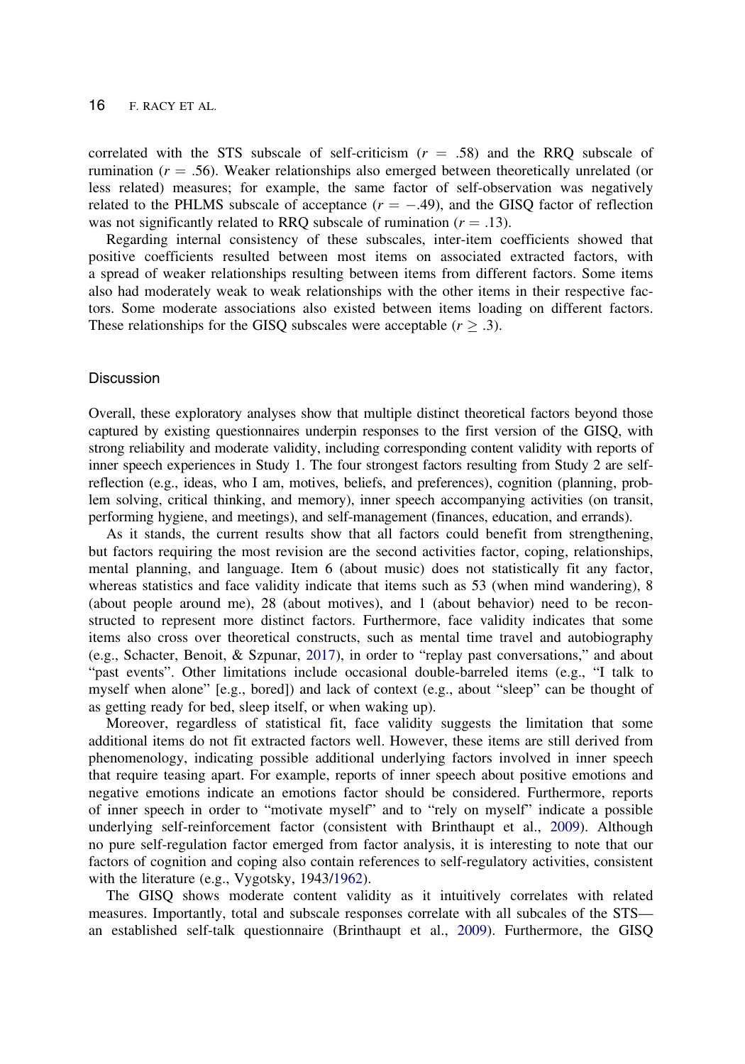correlated with the STS subscale of self-criticism ($r = .58$) and the RRQ subscale of rumination ($r = .56$). Weaker relationships also emerged between theoretically unrelated (or less related) measures; for example, the same factor of self-observation was negatively related to the PHLMS subscale of acceptance ($r = -.49$), and the GISQ factor of reflection was not significantly related to RRQ subscale of rumination ($r = .13$).

Regarding internal consistency of these subscales, inter-item coefficients showed that positive coefficients resulted between most items on associated extracted factors, with a spread of weaker relationships resulting between items from different factors. Some items also had moderately weak to weak relationships with the other items in their respective factors. Some moderate associations also existed between items loading on different factors. These relationships for the GISQ subscales were acceptable ($r \geq .3$).

## Discussion

Overall, these exploratory analyses show that multiple distinct theoretical factors beyond those captured by existing questionnaires underpin responses to the first version of the GISQ, with strong reliability and moderate validity, including corresponding content validity with reports of inner speech experiences in Study 1. The four strongest factors resulting from Study 2 are self-reflection (e.g., ideas, who I am, motives, beliefs, and preferences), cognition (planning, problem solving, critical thinking, and memory), inner speech accompanying activities (on transit, performing hygiene, and meetings), and self-management (finances, education, and errands).

As it stands, the current results show that all factors could benefit from strengthening, but factors requiring the most revision are the second activities factor, coping, relationships, mental planning, and language. Item 6 (about music) does not statistically fit any factor, whereas statistics and face validity indicate that items such as 53 (when mind wandering), 8 (about people around me), 28 (about motives), and 1 (about behavior) need to be reconstructed to represent more distinct factors. Furthermore, face validity indicates that some items also cross over theoretical constructs, such as mental time travel and autobiography (e.g., Schacter, Benoit, & Szpunar, 2017), in order to "replay past conversations," and about "past events". Other limitations include occasional double-barreled items (e.g., "I talk to myself when alone" [e.g., bored]) and lack of context (e.g., about "sleep" can be thought of as getting ready for bed, sleep itself, or when waking up).

Moreover, regardless of statistical fit, face validity suggests the limitation that some additional items do not fit extracted factors well. However, these items are still derived from phenomenology, indicating possible additional underlying factors involved in inner speech that require teasing apart. For example, reports of inner speech about positive emotions and negative emotions indicate an emotions factor should be considered. Furthermore, reports of inner speech in order to "motivate myself" and to "rely on myself" indicate a possible underlying self-reinforcement factor (consistent with Brinthaupt et al., 2009). Although no pure self-regulation factor emerged from factor analysis, it is interesting to note that our factors of cognition and coping also contain references to self-regulatory activities, consistent with the literature (e.g., Vygotsky, 1943/1962).

The GISQ shows moderate content validity as it intuitively correlates with related measures. Importantly, total and subscale responses correlate with all subcales of the STS—an established self-talk questionnaire (Brinthaupt et al., 2009). Furthermore, the GISQ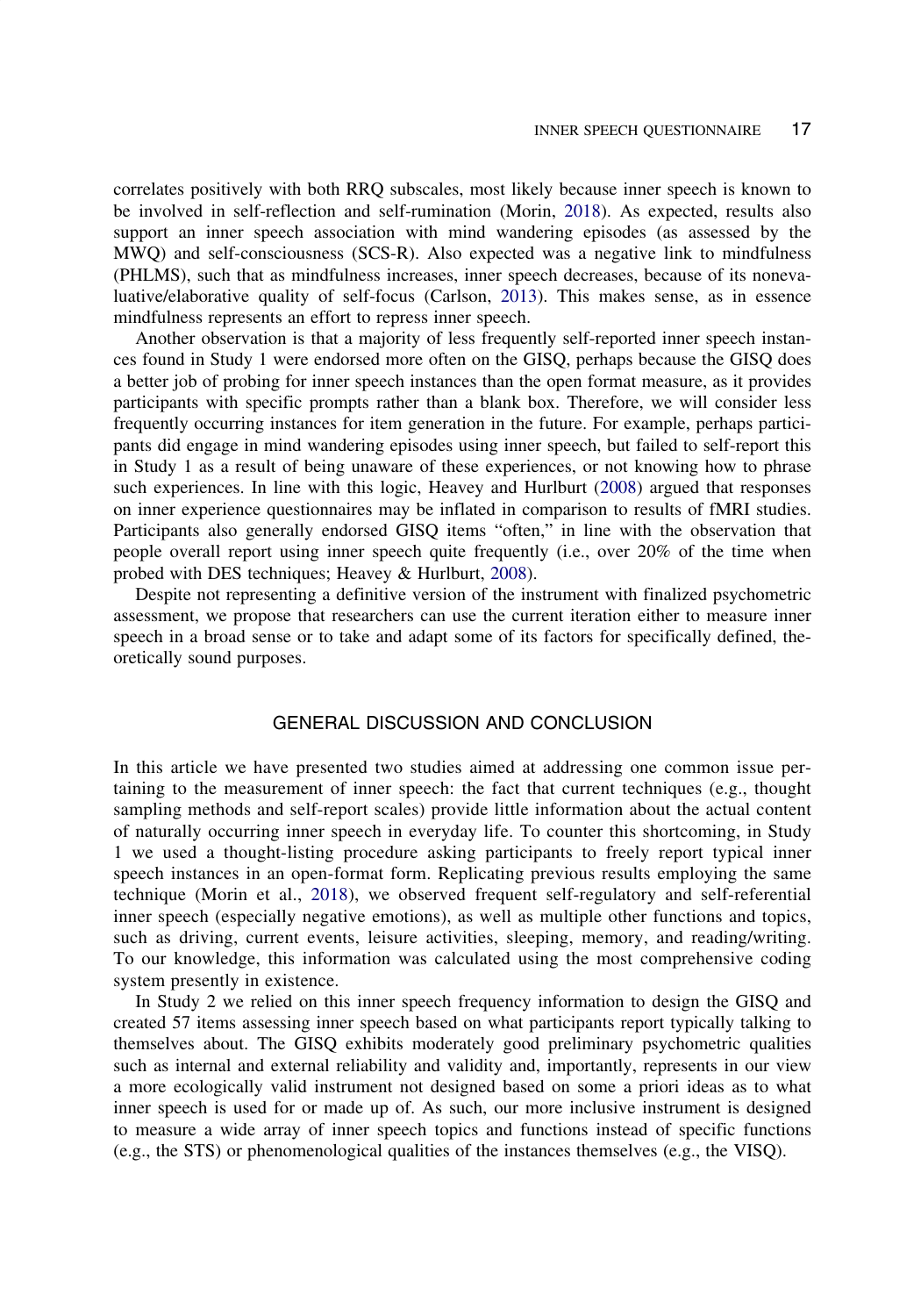correlates positively with both RRQ subscales, most likely because inner speech is known to be involved in self-reflection and self-rumination (Morin, 2018). As expected, results also support an inner speech association with mind wandering episodes (as assessed by the MWQ) and self-consciousness (SCS-R). Also expected was a negative link to mindfulness (PHLMS), such that as mindfulness increases, inner speech decreases, because of its nonevaluative/elaborative quality of self-focus (Carlson, 2013). This makes sense, as in essence mindfulness represents an effort to repress inner speech.

Another observation is that a majority of less frequently self-reported inner speech instances found in Study 1 were endorsed more often on the GISQ, perhaps because the GISQ does a better job of probing for inner speech instances than the open format measure, as it provides participants with specific prompts rather than a blank box. Therefore, we will consider less frequently occurring instances for item generation in the future. For example, perhaps participants did engage in mind wandering episodes using inner speech, but failed to self-report this in Study 1 as a result of being unaware of these experiences, or not knowing how to phrase such experiences. In line with this logic, Heavey and Hurlburt (2008) argued that responses on inner experience questionnaires may be inflated in comparison to results of fMRI studies. Participants also generally endorsed GISQ items "often," in line with the observation that people overall report using inner speech quite frequently (i.e., over 20% of the time when probed with DES techniques; Heavey & Hurlburt, 2008).

Despite not representing a definitive version of the instrument with finalized psychometric assessment, we propose that researchers can use the current iteration either to measure inner speech in a broad sense or to take and adapt some of its factors for specifically defined, theoretically sound purposes.

## GENERAL DISCUSSION AND CONCLUSION

In this article we have presented two studies aimed at addressing one common issue pertaining to the measurement of inner speech: the fact that current techniques (e.g., thought sampling methods and self-report scales) provide little information about the actual content of naturally occurring inner speech in everyday life. To counter this shortcoming, in Study 1 we used a thought-listing procedure asking participants to freely report typical inner speech instances in an open-format form. Replicating previous results employing the same technique (Morin et al., 2018), we observed frequent self-regulatory and self-referential inner speech (especially negative emotions), as well as multiple other functions and topics, such as driving, current events, leisure activities, sleeping, memory, and reading/writing. To our knowledge, this information was calculated using the most comprehensive coding system presently in existence.

In Study 2 we relied on this inner speech frequency information to design the GISQ and created 57 items assessing inner speech based on what participants report typically talking to themselves about. The GISQ exhibits moderately good preliminary psychometric qualities such as internal and external reliability and validity and, importantly, represents in our view a more ecologically valid instrument not designed based on some a priori ideas as to what inner speech is used for or made up of. As such, our more inclusive instrument is designed to measure a wide array of inner speech topics and functions instead of specific functions (e.g., the STS) or phenomenological qualities of the instances themselves (e.g., the VISQ).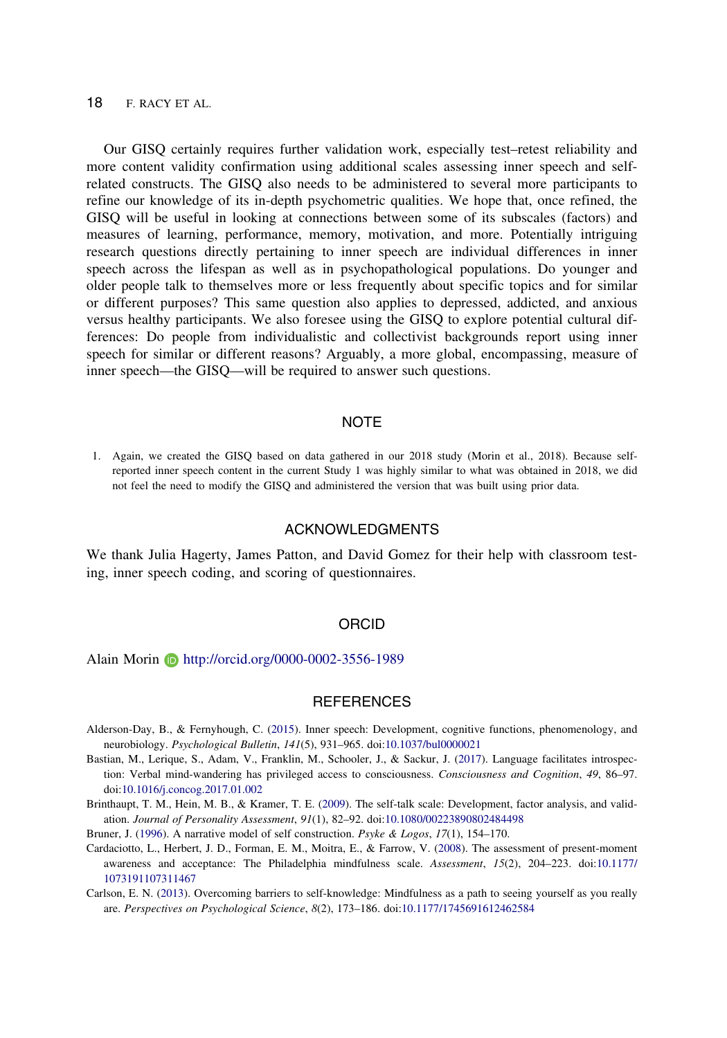Our GISQ certainly requires further validation work, especially test–retest reliability and more content validity confirmation using additional scales assessing inner speech and self-related constructs. The GISQ also needs to be administered to several more participants to refine our knowledge of its in-depth psychometric qualities. We hope that, once refined, the GISQ will be useful in looking at connections between some of its subscales (factors) and measures of learning, performance, memory, motivation, and more. Potentially intriguing research questions directly pertaining to inner speech are individual differences in inner speech across the lifespan as well as in psychopathological populations. Do younger and older people talk to themselves more or less frequently about specific topics and for similar or different purposes? This same question also applies to depressed, addicted, and anxious versus healthy participants. We also foresee using the GISQ to explore potential cultural differences: Do people from individualistic and collectivist backgrounds report using inner speech for similar or different reasons? Arguably, a more global, encompassing, measure of inner speech—the GISQ—will be required to answer such questions.

## NOTE

1. Again, we created the GISQ based on data gathered in our 2018 study (Morin et al., 2018). Because self-reported inner speech content in the current Study 1 was highly similar to what was obtained in 2018, we did not feel the need to modify the GISQ and administered the version that was built using prior data.

## ACKNOWLEDGMENTS

We thank Julia Hagerty, James Patton, and David Gomez for their help with classroom testing, inner speech coding, and scoring of questionnaires.

## ORCID

Alain Morin http://orcid.org/0000-0002-3556-1989

## REFERENCES

Alderson-Day, B., & Fernyhough, C. (2015). Inner speech: Development, cognitive functions, phenomenology, and neurobiology. *Psychological Bulletin*, *141*(5), 931–965. doi:10.1037/bul0000021

Bastian, M., Lerique, S., Adam, V., Franklin, M., Schooler, J., & Sackur, J. (2017). Language facilitates introspection: Verbal mind-wandering has privileged access to consciousness. *Consciousness and Cognition*, *49*, 86–97. doi:10.1016/j.concog.2017.01.002

Brinthaupt, T. M., Hein, M. B., & Kramer, T. E. (2009). The self-talk scale: Development, factor analysis, and validation. *Journal of Personality Assessment*, *91*(1), 82–92. doi:10.1080/00223890802484498

Bruner, J. (1996). A narrative model of self construction. *Psyke & Logos*, *17*(1), 154–170.

Cardaciotto, L., Herbert, J. D., Forman, E. M., Moitra, E., & Farrow, V. (2008). The assessment of present-moment awareness and acceptance: The Philadelphia mindfulness scale. *Assessment*, *15*(2), 204–223. doi:10.1177/1073191107311467

Carlson, E. N. (2013). Overcoming barriers to self-knowledge: Mindfulness as a path to seeing yourself as you really are. *Perspectives on Psychological Science*, *8*(2), 173–186. doi:10.1177/1745691612462584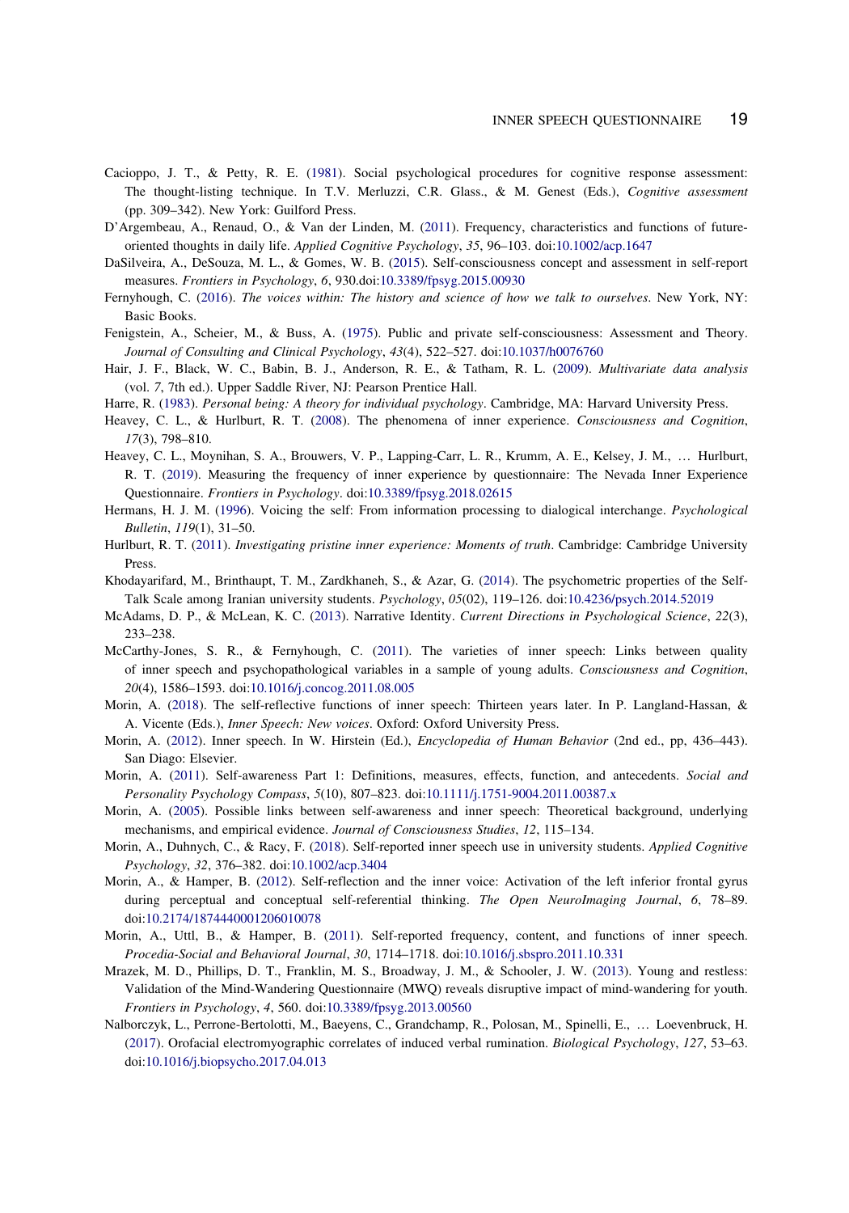Cacioppo, J. T., & Petty, R. E. (1981). Social psychological procedures for cognitive response assessment: The thought-listing technique. In T.V. Merluzzi, C.R. Glass., & M. Genest (Eds.), *Cognitive assessment* (pp. 309–342). New York: Guilford Press.

D'Argembeau, A., Renaud, O., & Van der Linden, M. (2011). Frequency, characteristics and functions of future-oriented thoughts in daily life. *Applied Cognitive Psychology*, *35*, 96–103. doi:10.1002/acp.1647

DaSilveira, A., DeSouza, M. L., & Gomes, W. B. (2015). Self-consciousness concept and assessment in self-report measures. *Frontiers in Psychology*, *6*, 930.doi:10.3389/fpsyg.2015.00930

Fernyhough, C. (2016). *The voices within: The history and science of how we talk to ourselves*. New York, NY: Basic Books.

Fenigstein, A., Scheier, M., & Buss, A. (1975). Public and private self-consciousness: Assessment and Theory. *Journal of Consulting and Clinical Psychology*, *43*(4), 522–527. doi:10.1037/h0076760

Hair, J. F., Black, W. C., Babin, B. J., Anderson, R. E., & Tatham, R. L. (2009). *Multivariate data analysis* (vol. *7*, 7th ed.). Upper Saddle River, NJ: Pearson Prentice Hall.

Harre, R. (1983). *Personal being: A theory for individual psychology*. Cambridge, MA: Harvard University Press.

Heavey, C. L., & Hurlburt, R. T. (2008). The phenomena of inner experience. *Consciousness and Cognition*, *17*(3), 798–810.

Heavey, C. L., Moynihan, S. A., Brouwers, V. P., Lapping-Carr, L. R., Krumm, A. E., Kelsey, J. M., … Hurlburt, R. T. (2019). Measuring the frequency of inner experience by questionnaire: The Nevada Inner Experience Questionnaire. *Frontiers in Psychology*. doi:10.3389/fpsyg.2018.02615

Hermans, H. J. M. (1996). Voicing the self: From information processing to dialogical interchange. *Psychological Bulletin*, *119*(1), 31–50.

Hurlburt, R. T. (2011). *Investigating pristine inner experience: Moments of truth*. Cambridge: Cambridge University Press.

Khodayarifard, M., Brinthaupt, T. M., Zardkhaneh, S., & Azar, G. (2014). The psychometric properties of the Self-Talk Scale among Iranian university students. *Psychology*, *05*(02), 119–126. doi:10.4236/psych.2014.52019

McAdams, D. P., & McLean, K. C. (2013). Narrative Identity. *Current Directions in Psychological Science*, *22*(3), 233–238.

McCarthy-Jones, S. R., & Fernyhough, C. (2011). The varieties of inner speech: Links between quality of inner speech and psychopathological variables in a sample of young adults. *Consciousness and Cognition*, *20*(4), 1586–1593. doi:10.1016/j.concog.2011.08.005

Morin, A. (2018). The self-reflective functions of inner speech: Thirteen years later. In P. Langland-Hassan, & A. Vicente (Eds.), *Inner Speech: New voices*. Oxford: Oxford University Press.

Morin, A. (2012). Inner speech. In W. Hirstein (Ed.), *Encyclopedia of Human Behavior* (2nd ed., pp, 436–443). San Diago: Elsevier.

Morin, A. (2011). Self-awareness Part 1: Definitions, measures, effects, function, and antecedents. *Social and Personality Psychology Compass*, *5*(10), 807–823. doi:10.1111/j.1751-9004.2011.00387.x

Morin, A. (2005). Possible links between self-awareness and inner speech: Theoretical background, underlying mechanisms, and empirical evidence. *Journal of Consciousness Studies*, *12*, 115–134.

Morin, A., Duhnych, C., & Racy, F. (2018). Self-reported inner speech use in university students. *Applied Cognitive Psychology*, *32*, 376–382. doi:10.1002/acp.3404

Morin, A., & Hamper, B. (2012). Self-reflection and the inner voice: Activation of the left inferior frontal gyrus during perceptual and conceptual self-referential thinking. *The Open NeuroImaging Journal*, *6*, 78–89. doi:10.2174/1874440001206010078

Morin, A., Uttl, B., & Hamper, B. (2011). Self-reported frequency, content, and functions of inner speech. *Procedia-Social and Behavioral Journal*, *30*, 1714–1718. doi:10.1016/j.sbspro.2011.10.331

Mrazek, M. D., Phillips, D. T., Franklin, M. S., Broadway, J. M., & Schooler, J. W. (2013). Young and restless: Validation of the Mind-Wandering Questionnaire (MWQ) reveals disruptive impact of mind-wandering for youth. *Frontiers in Psychology*, *4*, 560. doi:10.3389/fpsyg.2013.00560

Nalborczyk, L., Perrone-Bertolotti, M., Baeyens, C., Grandchamp, R., Polosan, M., Spinelli, E., … Loevenbruck, H. (2017). Orofacial electromyographic correlates of induced verbal rumination. *Biological Psychology*, *127*, 53–63. doi:10.1016/j.biopsycho.2017.04.013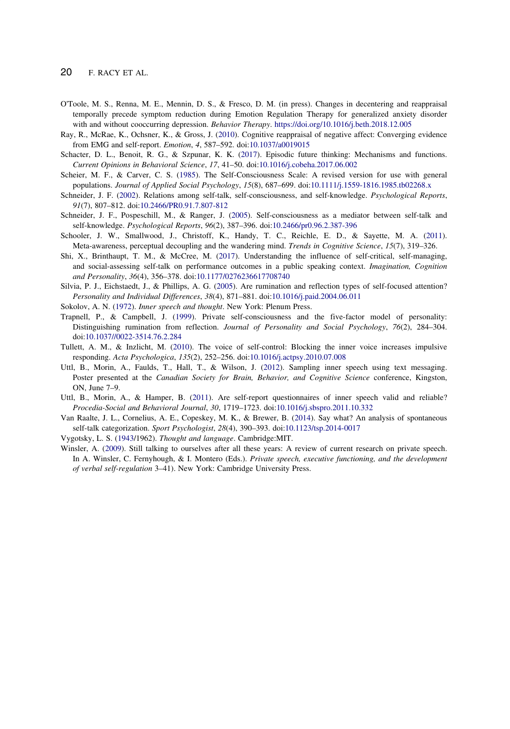O'Toole, M. S., Renna, M. E., Mennin, D. S., & Fresco, D. M. (in press). Changes in decentering and reappraisal temporally precede symptom reduction during Emotion Regulation Therapy for generalized anxiety disorder with and without cooccurring depression. *Behavior Therapy*. https://doi.org/10.1016/j.beth.2018.12.005

Ray, R., McRae, K., Ochsner, K., & Gross, J. (2010). Cognitive reappraisal of negative affect: Converging evidence from EMG and self-report. *Emotion*, *4*, 587–592. doi:10.1037/a0019015

Schacter, D. L., Benoit, R. G., & Szpunar, K. K. (2017). Episodic future thinking: Mechanisms and functions. *Current Opinions in Behavioral Science*, *17*, 41–50. doi:10.1016/j.cobeha.2017.06.002

Scheier, M. F., & Carver, C. S. (1985). The Self-Consciousness Scale: A revised version for use with general populations. *Journal of Applied Social Psychology*, *15*(8), 687–699. doi:10.1111/j.1559-1816.1985.tb02268.x

Schneider, J. F. (2002). Relations among self-talk, self-consciousness, and self-knowledge. *Psychological Reports*, *91*(7), 807–812. doi:10.2466/PR0.91.7.807-812

Schneider, J. F., Pospeschill, M., & Ranger, J. (2005). Self-consciousness as a mediator between self-talk and self-knowledge. *Psychological Reports*, *96*(2), 387–396. doi:10.2466/pr0.96.2.387-396

Schooler, J. W., Smallwood, J., Christoff, K., Handy, T. C., Reichle, E. D., & Sayette, M. A. (2011). Meta-awareness, perceptual decoupling and the wandering mind. *Trends in Cognitive Science*, *15*(7), 319–326.

Shi, X., Brinthaupt, T. M., & McCree, M. (2017). Understanding the influence of self-critical, self-managing, and social-assessing self-talk on performance outcomes in a public speaking context. *Imagination, Cognition and Personality*, *36*(4), 356–378. doi:10.1177/0276236617708740

Silvia, P. J., Eichstaedt, J., & Phillips, A. G. (2005). Are rumination and reflection types of self-focused attention? *Personality and Individual Differences*, *38*(4), 871–881. doi:10.1016/j.paid.2004.06.011

Sokolov, A. N. (1972). *Inner speech and thought*. New York: Plenum Press.

Trapnell, P., & Campbell, J. (1999). Private self-consciousness and the five-factor model of personality: Distinguishing rumination from reflection. *Journal of Personality and Social Psychology*, *76*(2), 284–304. doi:10.1037//0022-3514.76.2.284

Tullett, A. M., & Inzlicht, M. (2010). The voice of self-control: Blocking the inner voice increases impulsive responding. *Acta Psychologica*, *135*(2), 252–256. doi:10.1016/j.actpsy.2010.07.008

Uttl, B., Morin, A., Faulds, T., Hall, T., & Wilson, J. (2012). Sampling inner speech using text messaging. Poster presented at the *Canadian Society for Brain, Behavior, and Cognitive Science* conference, Kingston, ON, June 7–9.

Uttl, B., Morin, A., & Hamper, B. (2011). Are self-report questionnaires of inner speech valid and reliable? *Procedia-Social and Behavioral Journal*, *30*, 1719–1723. doi:10.1016/j.sbspro.2011.10.332

Van Raalte, J. L., Cornelius, A. E., Copeskey, M. K., & Brewer, B. (2014). Say what? An analysis of spontaneous self-talk categorization. *Sport Psychologist*, *28*(4), 390–393. doi:10.1123/tsp.2014-0017

Vygotsky, L. S. (1943/1962). *Thought and language*. Cambridge:MIT.

Winsler, A. (2009). Still talking to ourselves after all these years: A review of current research on private speech. In A. Winsler, C. Fernyhough, & I. Montero (Eds.). *Private speech, executive functioning, and the development of verbal self-regulation* 3–41). New York: Cambridge University Press.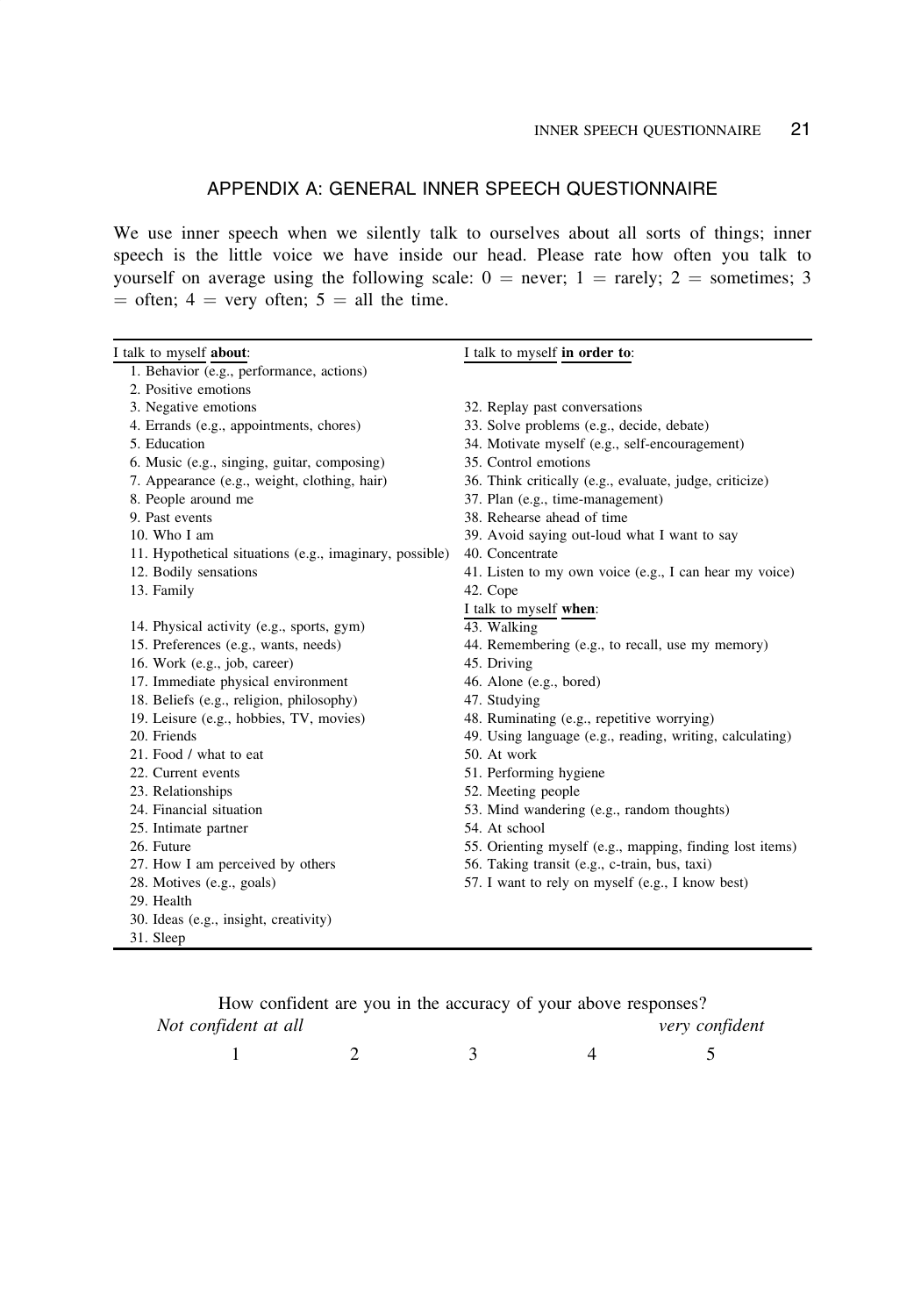## APPENDIX A: GENERAL INNER SPEECH QUESTIONNAIRE

We use inner speech when we silently talk to ourselves about all sorts of things; inner speech is the little voice we have inside our head. Please rate how often you talk to yourself on average using the following scale: 0 = never; 1 = rarely; 2 = sometimes; 3 = often; 4 = very often; 5 = all the time.

I talk to myself **about**:

1. Behavior (e.g., performance, actions)
2. Positive emotions
3. Negative emotions
4. Errands (e.g., appointments, chores)
5. Education
6. Music (e.g., singing, guitar, composing)
7. Appearance (e.g., weight, clothing, hair)
8. People around me
9. Past events
10. Who I am
11. Hypothetical situations (e.g., imaginary, possible)
12. Bodily sensations
13. Family
14. Physical activity (e.g., sports, gym)
15. Preferences (e.g., wants, needs)
16. Work (e.g., job, career)
17. Immediate physical environment
18. Beliefs (e.g., religion, philosophy)
19. Leisure (e.g., hobbies, TV, movies)
20. Friends
21. Food / what to eat
22. Current events
23. Relationships
24. Financial situation
25. Intimate partner
26. Future
27. How I am perceived by others
28. Motives (e.g., goals)
29. Health
30. Ideas (e.g., insight, creativity)
31. Sleep

I talk to myself **in order to**:

32. Replay past conversations
33. Solve problems (e.g., decide, debate)
34. Motivate myself (e.g., self-encouragement)
35. Control emotions
36. Think critically (e.g., evaluate, judge, criticize)
37. Plan (e.g., time-management)
38. Rehearse ahead of time
39. Avoid saying out-loud what I want to say
40. Concentrate
41. Listen to my own voice (e.g., I can hear my voice)
42. Cope

I talk to myself **when**:

43. Walking
44. Remembering (e.g., to recall, use my memory)
45. Driving
46. Alone (e.g., bored)
47. Studying
48. Ruminating (e.g., repetitive worrying)
49. Using language (e.g., reading, writing, calculating)
50. At work
51. Performing hygiene
52. Meeting people
53. Mind wandering (e.g., random thoughts)
54. At school
55. Orienting myself (e.g., mapping, finding lost items)
56. Taking transit (e.g., c-train, bus, taxi)
57. I want to rely on myself (e.g., I know best)

How confident are you in the accuracy of your above responses?

*Not confident at all* &nbsp;&nbsp;&nbsp; *very confident*

1 &nbsp;&nbsp; 2 &nbsp;&nbsp; 3 &nbsp;&nbsp; 4 &nbsp;&nbsp; 5